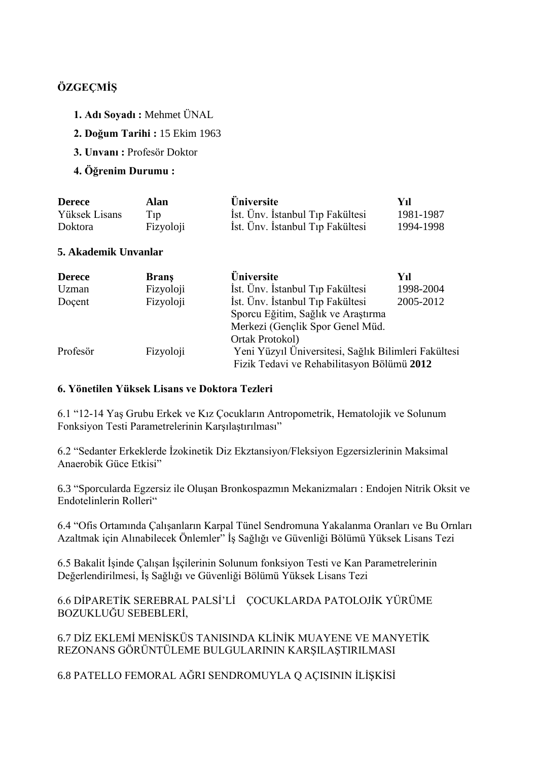**ÖZGEÇMİŞ**

1. **Adı Soyadı :** Mehmet ÜNAL
2. **Doğum Tarihi :** 15 Ekim 1963
3. **Unvanı :** Profesör Doktor
4. **Öğrenim Durumu :**

| **Derece** | **Alan** | **Üniversite** | **Yıl** |
|---|---|---|---|
| Yüksek Lisans | Tıp | İst. Ünv. İstanbul Tıp Fakültesi | 1981-1987 |
| Doktora | Fizyoloji | İst. Ünv. İstanbul Tıp Fakültesi | 1994-1998 |

**5. Akademik Unvanlar**

| **Derece** | **Branş** | **Üniversite** | **Yıl** |
|---|---|---|---|
| Uzman | Fizyoloji | İst. Ünv. İstanbul Tıp Fakültesi | 1998-2004 |
| Doçent | Fizyoloji | İst. Ünv. İstanbul Tıp Fakültesi Sporcu Eğitim, Sağlık ve Araştırma Merkezi (Gençlik Spor Genel Müd. Ortak Protokol) | 2005-2012 |
| Profesör | Fizyoloji | Yeni Yüzyıl Üniversitesi, Sağlık Bilimleri Fakültesi Fizik Tedavi ve Rehabilitasyon Bölümü | **2012** |

**6. Yönetilen Yüksek Lisans ve Doktora Tezleri**

6.1 "12-14 Yaş Grubu Erkek ve Kız Çocukların Antropometrik, Hematolojik ve Solunum Fonksiyon Testi Parametrelerinin Karşılaştırılması"

6.2 "Sedanter Erkeklerde İzokinetik Diz Ekztansiyon/Fleksiyon Egzersizlerinin Maksimal Anaerobik Güce Etkisi"

6.3 "Sporcularda Egzersiz ile Oluşan Bronkospazmın Mekanizmaları : Endojen Nitrik Oksit ve Endotelinlerin Rolleri"

6.4 "Ofis Ortamında Çalışanların Karpal Tünel Sendromuna Yakalanma Oranları ve Bu Ornları Azaltmak için Alınabilecek Önlemler" İş Sağlığı ve Güvenliği Bölümü Yüksek Lisans Tezi

6.5 Bakalit İşinde Çalışan İşçilerinin Solunum fonksiyon Testi ve Kan Parametrelerinin Değerlendirilmesi, İş Sağlığı ve Güvenliği Bölümü Yüksek Lisans Tezi

6.6 DİPARETİK SEREBRAL PALSİ'Lİ ÇOCUKLARDA PATOLOJİK YÜRÜME BOZUKLUĞU SEBEBLERİ,

6.7 DİZ EKLEMİ MENİSKÜS TANISINDA KLİNİK MUAYENE VE MANYETİK REZONANS GÖRÜNTÜLEME BULGULARININ KARŞILAŞTIRILMASI

6.8 PATELLO FEMORAL AĞRI SENDROMUYLA Q AÇISININ İLİŞKİSİ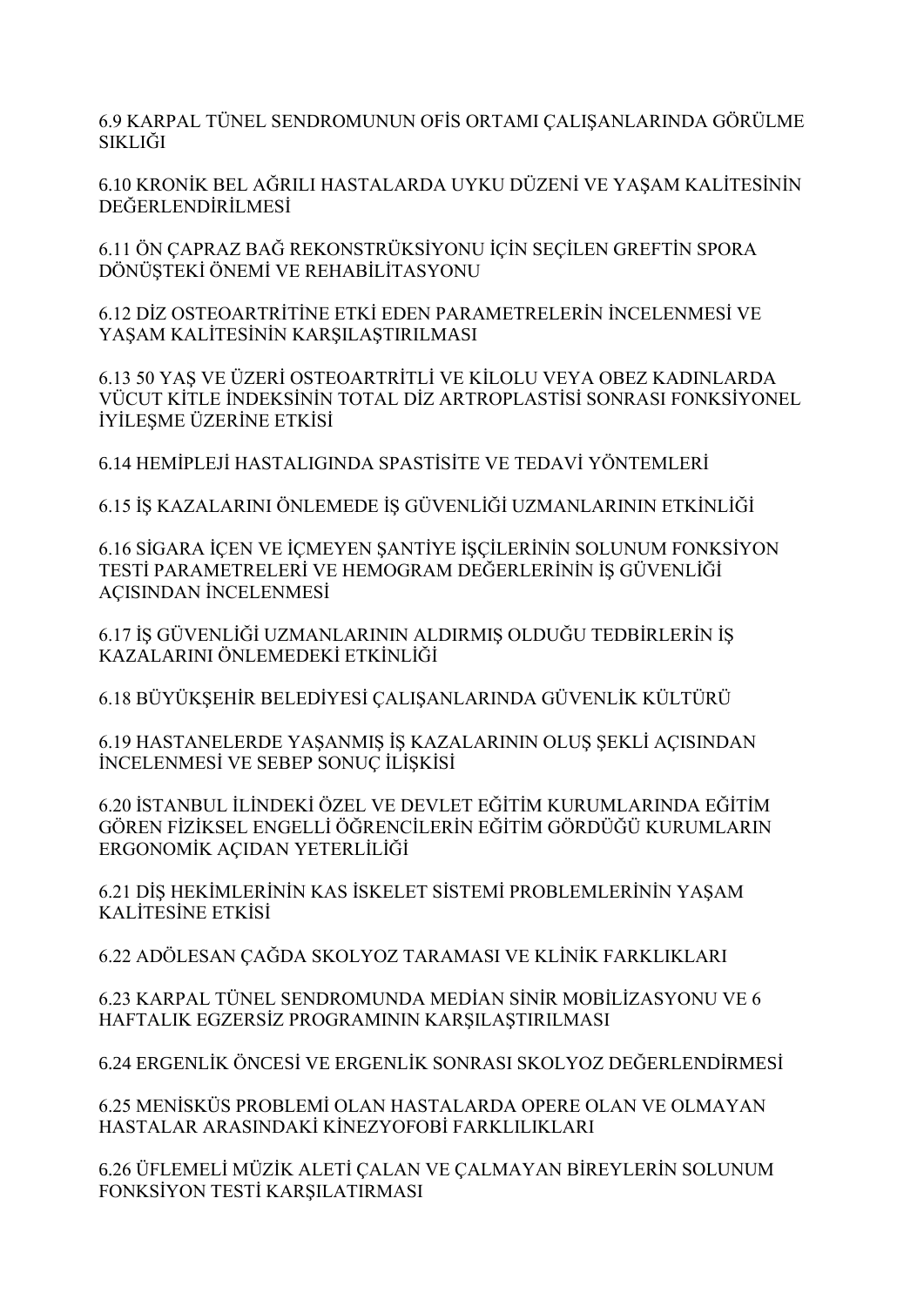6.9 KARPAL TÜNEL SENDROMUNUN OFİS ORTAMI ÇALIŞANLARINDA GÖRÜLME SIKLIĞI

6.10 KRONİK BEL AĞRILI HASTALARDA UYKU DÜZENİ VE YAŞAM KALİTESİNİN DEĞERLENDİRİLMESİ

6.11 ÖN ÇAPRAZ BAĞ REKONSTRÜKSİYONU İÇİN SEÇİLEN GREFTİN SPORA DÖNÜŞTEKİ ÖNEMİ VE REHABİLİTASYONU

6.12 DİZ OSTEOARTRİTİNE ETKİ EDEN PARAMETRELERİN İNCELENMESİ VE YAŞAM KALİTESİNİN KARŞILAŞTIRILMASI

6.13 50 YAŞ VE ÜZERİ OSTEOARTRİTLİ VE KİLOLU VEYA OBEZ KADINLARDA VÜCUT KİTLE İNDEKSİNİN TOTAL DİZ ARTROPLASTİSİ SONRASI FONKSİYONEL İYİLEŞME ÜZERİNE ETKİSİ

6.14 HEMİPLEJİ HASTALIGINDA SPASTİSİTE VE TEDAVİ YÖNTEMLERİ

6.15 İŞ KAZALARINI ÖNLEMEDE İŞ GÜVENLİĞİ UZMANLARININ ETKİNLİĞİ

6.16 SİGARA İÇEN VE İÇMEYEN ŞANTİYE İŞÇİLERİNİN SOLUNUM FONKSİYON TESTİ PARAMETRELERİ VE HEMOGRAM DEĞERLERİNİN İŞ GÜVENLİĞİ AÇISINDAN İNCELENMESİ

6.17 İŞ GÜVENLİĞİ UZMANLARININ ALDIRMIŞ OLDUĞU TEDBİRLERİN İŞ KAZALARINI ÖNLEMEDEKİ ETKİNLİĞİ

6.18 BÜYÜKŞEHİR BELEDİYESİ ÇALIŞANLARINDA GÜVENLİK KÜLTÜRÜ

6.19 HASTANELERDE YAŞANMIŞ İŞ KAZALARININ OLUŞ ŞEKLİ AÇISINDAN İNCELENMESİ VE SEBEP SONUÇ İLİŞKİSİ

6.20 İSTANBUL İLİNDEKİ ÖZEL VE DEVLET EĞİTİM KURUMLARINDA EĞİTİM GÖREN FİZİKSEL ENGELLİ ÖĞRENCİLERİN EĞİTİM GÖRDÜĞÜ KURUMLARIN ERGONOMİK AÇIDAN YETERLİLİĞİ

6.21 DİŞ HEKİMLERİNİN KAS İSKELET SİSTEMİ PROBLEMLERİNİN YAŞAM KALİTESİNE ETKİSİ

6.22 ADÖLESAN ÇAĞDA SKOLYOZ TARAMASI VE KLİNİK FARKLIKLARI

6.23 KARPAL TÜNEL SENDROMUNDA MEDİAN SİNİR MOBİLİZASYONU VE 6 HAFTALIK EGZERSİZ PROGRAMININ KARŞILAŞTIRILMASI

6.24 ERGENLİK ÖNCESİ VE ERGENLİK SONRASI SKOLYOZ DEĞERLENDİRMESİ

6.25 MENİSKÜS PROBLEMİ OLAN HASTALARDA OPERE OLAN VE OLMAYAN HASTALAR ARASINDAKİ KİNEZYOFOBİ FARKLILIKLARI

6.26 ÜFLEMELİ MÜZİK ALETİ ÇALAN VE ÇALMAYAN BİREYLERİN SOLUNUM FONKSİYON TESTİ KARŞILATIRMASI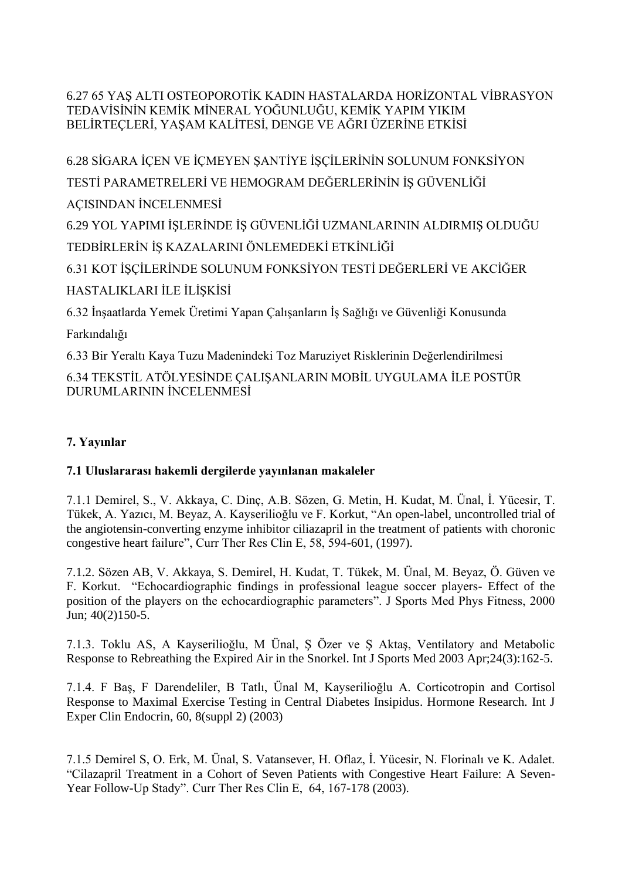6.27 65 YAŞ ALTI OSTEOPOROTİK KADIN HASTALARDA HORİZONTAL VİBRASYON TEDAVİSİNİN KEMİK MİNERAL YOĞUNLUĞU, KEMİK YAPIM YIKIM BELİRTEÇLERİ, YAŞAM KALİTESİ, DENGE VE AĞRI ÜZERİNE ETKİSİ

6.28 SİGARA İÇEN VE İÇMEYEN ŞANTİYE İŞÇİLERİNİN SOLUNUM FONKSİYON TESTİ PARAMETRELERİ VE HEMOGRAM DEĞERLERİNİN İŞ GÜVENLİĞİ AÇISINDAN İNCELENMESİ

6.29 YOL YAPIMI İŞLERİNDE İŞ GÜVENLİĞİ UZMANLARININ ALDIRMIŞ OLDUĞU TEDBİRLERİN İŞ KAZALARINI ÖNLEMEDEKİ ETKİNLİĞİ

6.31 KOT İŞÇİLERİNDE SOLUNUM FONKSİYON TESTİ DEĞERLERİ VE AKCİĞER HASTALIKLARI İLE İLİŞKİSİ

6.32 İnşaatlarda Yemek Üretimi Yapan Çalışanların İş Sağlığı ve Güvenliği Konusunda Farkındalığı

6.33 Bir Yeraltı Kaya Tuzu Madenindeki Toz Maruziyet Risklerinin Değerlendirilmesi

6.34 TEKSTİL ATÖLYESİNDE ÇALIŞANLARIN MOBİL UYGULAMA İLE POSTÜR DURUMLARININ İNCELENMESİ

## 7. Yayınlar

### 7.1 Uluslararası hakemli dergilerde yayınlanan makaleler

7.1.1 Demirel, S., V. Akkaya, C. Dinç, A.B. Sözen, G. Metin, H. Kudat, M. Ünal, İ. Yücesir, T. Tükek, A. Yazıcı, M. Beyaz, A. Kayserilioğlu ve F. Korkut, "An open-label, uncontrolled trial of the angiotensin-converting enzyme inhibitor ciliazapril in the treatment of patients with choronic congestive heart failure", Curr Ther Res Clin E, 58, 594-601, (1997).

7.1.2. Sözen AB, V. Akkaya, S. Demirel, H. Kudat, T. Tükek, M. Ünal, M. Beyaz, Ö. Güven ve F. Korkut. "Echocardiographic findings in professional league soccer players- Effect of the position of the players on the echocardiographic parameters". J Sports Med Phys Fitness, 2000 Jun; 40(2)150-5.

7.1.3. Toklu AS, A Kayserilioğlu, M Ünal, Ş Özer ve Ş Aktaş, Ventilatory and Metabolic Response to Rebreathing the Expired Air in the Snorkel. Int J Sports Med 2003 Apr;24(3):162-5.

7.1.4. F Baş, F Darendeliler, B Tatlı, Ünal M, Kayserilioğlu A. Corticotropin and Cortisol Response to Maximal Exercise Testing in Central Diabetes Insipidus. Hormone Research. Int J Exper Clin Endocrin, 60, 8(suppl 2) (2003)

7.1.5 Demirel S, O. Erk, M. Ünal, S. Vatansever, H. Oflaz, İ. Yücesir, N. Florinalı ve K. Adalet. "Cilazapril Treatment in a Cohort of Seven Patients with Congestive Heart Failure: A Seven-Year Follow-Up Stady". Curr Ther Res Clin E, 64, 167-178 (2003).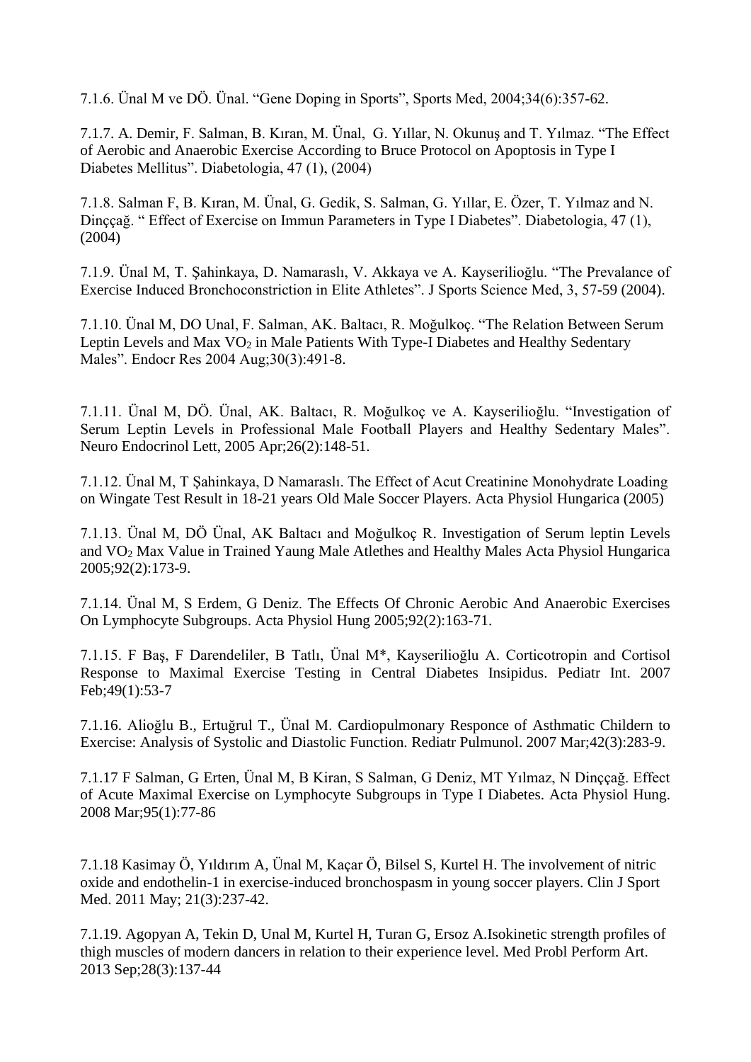7.1.6. Ünal M ve DÖ. Ünal. “Gene Doping in Sports”, Sports Med, 2004;34(6):357-62.

7.1.7. A. Demir, F. Salman, B. Kıran, M. Ünal, G. Yıllar, N. Okunuş and T. Yılmaz. “The Effect of Aerobic and Anaerobic Exercise According to Bruce Protocol on Apoptosis in Type I Diabetes Mellitus”. Diabetologia, 47 (1), (2004)

7.1.8. Salman F, B. Kıran, M. Ünal, G. Gedik, S. Salman, G. Yıllar, E. Özer, T. Yılmaz and N. Dinççağ. “ Effect of Exercise on Immun Parameters in Type I Diabetes”. Diabetologia, 47 (1), (2004)

7.1.9. Ünal M, T. Şahinkaya, D. Namaraslı, V. Akkaya ve A. Kayserilioğlu. “The Prevalance of Exercise Induced Bronchoconstriction in Elite Athletes”. J Sports Science Med, 3, 57-59 (2004).

7.1.10. Ünal M, DO Unal, F. Salman, AK. Baltacı, R. Moğulkoç. “The Relation Between Serum Leptin Levels and Max $VO_2$ in Male Patients With Type-I Diabetes and Healthy Sedentary Males”. Endocr Res 2004 Aug;30(3):491-8.

7.1.11. Ünal M, DÖ. Ünal, AK. Baltacı, R. Moğulkoç ve A. Kayserilioğlu. “Investigation of Serum Leptin Levels in Professional Male Football Players and Healthy Sedentary Males”. Neuro Endocrinol Lett, 2005 Apr;26(2):148-51.

7.1.12. Ünal M, T Şahinkaya, D Namaraslı. The Effect of Acut Creatinine Monohydrate Loading on Wingate Test Result in 18-21 years Old Male Soccer Players. Acta Physiol Hungarica (2005)

7.1.13. Ünal M, DÖ Ünal, AK Baltacı and Moğulkoç R. Investigation of Serum leptin Levels and $VO_2$ Max Value in Trained Yaung Male Atlethes and Healthy Males Acta Physiol Hungarica 2005;92(2):173-9.

7.1.14. Ünal M, S Erdem, G Deniz. The Effects Of Chronic Aerobic And Anaerobic Exercises On Lymphocyte Subgroups. Acta Physiol Hung 2005;92(2):163-71.

7.1.15. F Baş, F Darendeliler, B Tatlı, Ünal M*, Kayserilioğlu A. Corticotropin and Cortisol Response to Maximal Exercise Testing in Central Diabetes Insipidus. Pediatr Int. 2007 Feb;49(1):53-7

7.1.16. Alioğlu B., Ertuğrul T., Ünal M. Cardiopulmonary Responce of Asthmatic Childern to Exercise: Analysis of Systolic and Diastolic Function. Rediatr Pulmunol. 2007 Mar;42(3):283-9.

7.1.17 F Salman, G Erten, Ünal M, B Kiran, S Salman, G Deniz, MT Yılmaz, N Dinççağ. Effect of Acute Maximal Exercise on Lymphocyte Subgroups in Type I Diabetes. Acta Physiol Hung. 2008 Mar;95(1):77-86

7.1.18 Kasimay Ö, Yıldırım A, Ünal M, Kaçar Ö, Bilsel S, Kurtel H. The involvement of nitric oxide and endothelin-1 in exercise-induced bronchospasm in young soccer players. Clin J Sport Med. 2011 May; 21(3):237-42.

7.1.19. Agopyan A, Tekin D, Unal M, Kurtel H, Turan G, Ersoz A.Isokinetic strength profiles of thigh muscles of modern dancers in relation to their experience level. Med Probl Perform Art. 2013 Sep;28(3):137-44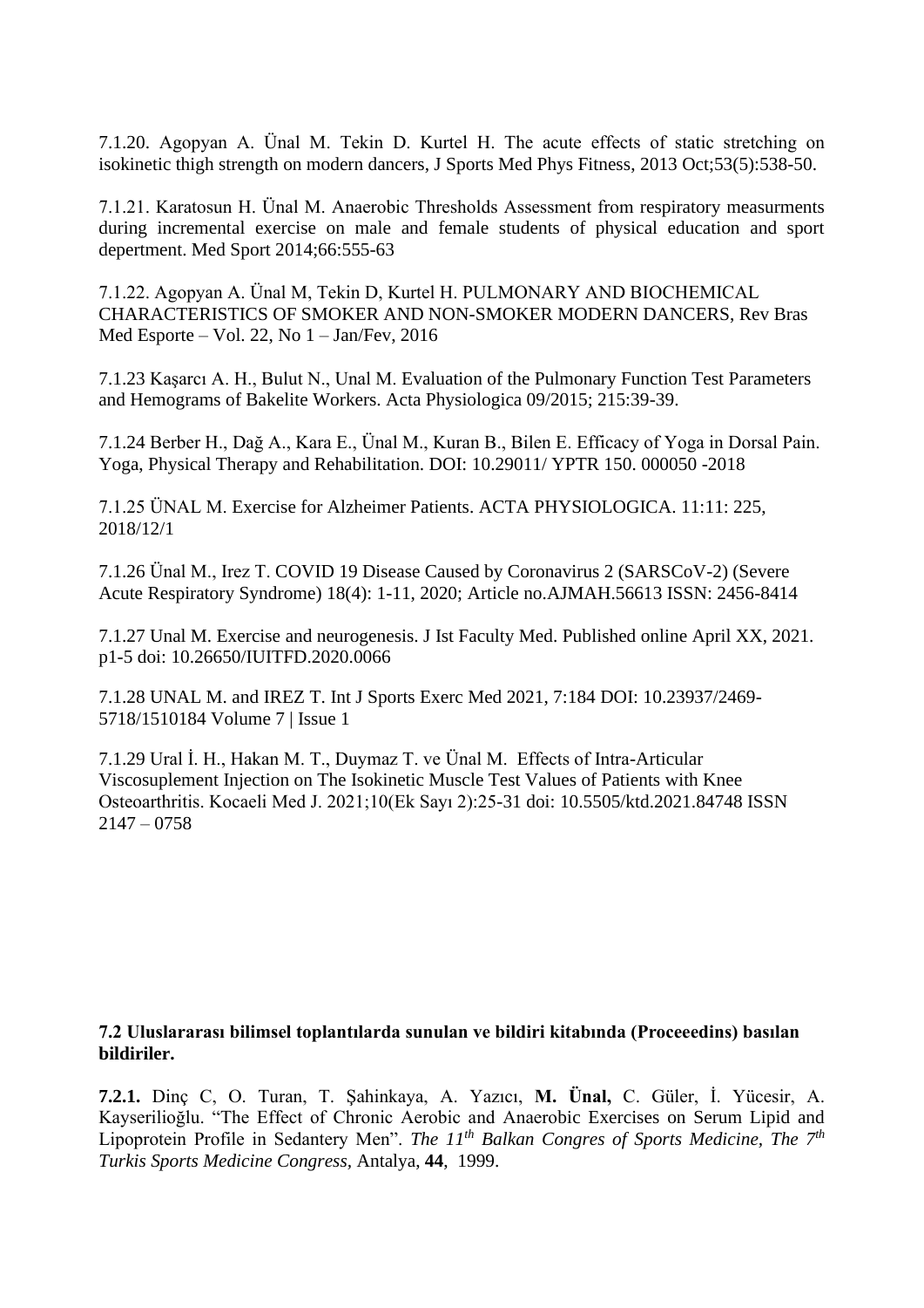7.1.20. Agopyan A. Ünal M. Tekin D. Kurtel H. The acute effects of static stretching on isokinetic thigh strength on modern dancers, J Sports Med Phys Fitness, 2013 Oct;53(5):538-50.

7.1.21. Karatosun H. Ünal M. Anaerobic Thresholds Assessment from respiratory measurments during incremental exercise on male and female students of physical education and sport depertment. Med Sport 2014;66:555-63

7.1.22. Agopyan A. Ünal M, Tekin D, Kurtel H. PULMONARY AND BIOCHEMICAL CHARACTERISTICS OF SMOKER AND NON-SMOKER MODERN DANCERS, Rev Bras Med Esporte – Vol. 22, No 1 – Jan/Fev, 2016

7.1.23 Kaşarcı A. H., Bulut N., Unal M. Evaluation of the Pulmonary Function Test Parameters and Hemograms of Bakelite Workers. Acta Physiologica 09/2015; 215:39-39.

7.1.24 Berber H., Dağ A., Kara E., Ünal M., Kuran B., Bilen E. Efficacy of Yoga in Dorsal Pain. Yoga, Physical Therapy and Rehabilitation. DOI: 10.29011/ YPTR 150. 000050 -2018

7.1.25 ÜNAL M. Exercise for Alzheimer Patients. ACTA PHYSIOLOGICA. 11:11: 225, 2018/12/1

7.1.26 Ünal M., Irez T. COVID 19 Disease Caused by Coronavirus 2 (SARSCoV-2) (Severe Acute Respiratory Syndrome) 18(4): 1-11, 2020; Article no.AJMAH.56613 ISSN: 2456-8414

7.1.27 Unal M. Exercise and neurogenesis. J Ist Faculty Med. Published online April XX, 2021. p1-5 doi: 10.26650/IUITFD.2020.0066

7.1.28 UNAL M. and IREZ T. Int J Sports Exerc Med 2021, 7:184 DOI: 10.23937/2469-5718/1510184 Volume 7 | Issue 1

7.1.29 Ural İ. H., Hakan M. T., Duymaz T. ve Ünal M. Effects of Intra-Articular Viscosuplement Injection on The Isokinetic Muscle Test Values of Patients with Knee Osteoarthritis. Kocaeli Med J. 2021;10(Ek Sayı 2):25-31 doi: 10.5505/ktd.2021.84748 ISSN 2147 – 0758

### 7.2 Uluslararası bilimsel toplantılarda sunulan ve bildiri kitabında (Proceeedins) basılan bildiriler.

**7.2.1.** Dinç C, O. Turan, T. Şahinkaya, A. Yazıcı, **M. Ünal,** C. Güler, İ. Yücesir, A. Kayserilioğlu. "The Effect of Chronic Aerobic and Anaerobic Exercises on Serum Lipid and Lipoprotein Profile in Sedantery Men". *The 11$^{th}$ Balkan Congres of Sports Medicine, The 7$^{th}$ Turkis Sports Medicine Congress*, Antalya, **44**, 1999.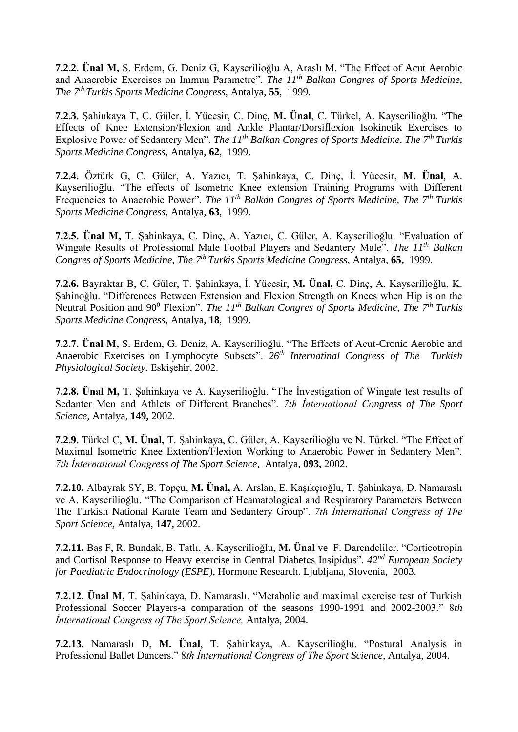**7.2.2. Ünal M,** S. Erdem, G. Deniz G, Kayserilioğlu A, Araslı M. "The Effect of Acut Aerobic and Anaerobic Exercises on Immun Parametre". *The 11th Balkan Congres of Sports Medicine, The 7th Turkis Sports Medicine Congress,* Antalya, **55**, 1999.

**7.2.3.** Şahinkaya T, C. Güler, İ. Yücesir, C. Dinç, **M. Ünal**, C. Türkel, A. Kayserilioğlu. "The Effects of Knee Extension/Flexion and Ankle Plantar/Dorsiflexion Isokinetik Exercises to Explosive Power of Sedantery Men". *The 11th Balkan Congres of Sports Medicine, The 7th Turkis Sports Medicine Congress,* Antalya, **62**, 1999.

**7.2.4.** Öztürk G, C. Güler, A. Yazıcı, T. Şahinkaya, C. Dinç, İ. Yücesir, **M. Ünal**, A. Kayserilioğlu. "The effects of Isometric Knee extension Training Programs with Different Frequencies to Anaerobic Power". *The 11th Balkan Congres of Sports Medicine, The 7th Turkis Sports Medicine Congress,* Antalya, **63**, 1999.

**7.2.5. Ünal M,** T. Şahinkaya, C. Dinç, A. Yazıcı, C. Güler, A. Kayserilioğlu. "Evaluation of Wingate Results of Professional Male Footbal Players and Sedantery Male". *The 11th Balkan Congres of Sports Medicine, The 7th Turkis Sports Medicine Congress,* Antalya, **65,** 1999.

**7.2.6.** Bayraktar B, C. Güler, T. Şahinkaya, İ. Yücesir, **M. Ünal,** C. Dinç, A. Kayserilioğlu, K. Şahinoğlu. "Differences Between Extension and Flexion Strength on Knees when Hip is on the Neutral Position and 90$^0$ Flexion". *The 11th Balkan Congres of Sports Medicine, The 7th Turkis Sports Medicine Congress,* Antalya, **18**, 1999.

**7.2.7. Ünal M,** S. Erdem, G. Deniz, A. Kayserilioğlu. "The Effects of Acut-Cronic Aerobic and Anaerobic Exercises on Lymphocyte Subsets". *26th Internatinal Congress of The Turkish Physiological Society.* Eskişehir, 2002.

**7.2.8. Ünal M,** T. Şahinkaya ve A. Kayserilioğlu. "The İnvestigation of Wingate test results of Sedanter Men and Athlets of Different Branches". *7th İnternational Congress of The Sport Science,* Antalya, **149,** 2002.

**7.2.9.** Türkel C, **M. Ünal,** T. Şahinkaya, C. Güler, A. Kayserilioğlu ve N. Türkel. "The Effect of Maximal Isometric Knee Extention/Flexion Working to Anaerobic Power in Sedantery Men". *7th İnternational Congress of The Sport Science,* Antalya, **093,** 2002.

**7.2.10.** Albayrak SY, B. Topçu, **M. Ünal,** A. Arslan, E. Kaşıkçıoğlu, T. Şahinkaya, D. Namaraslı ve A. Kayserilioğlu. "The Comparison of Heamatological and Respiratory Parameters Between The Turkish National Karate Team and Sedantery Group". *7th İnternational Congress of The Sport Science,* Antalya, **147,** 2002.

**7.2.11.** Bas F, R. Bundak, B. Tatlı, A. Kayserilioğlu, **M. Ünal** ve F. Darendeliler. "Corticotropin and Cortisol Response to Heavy exercise in Central Diabetes Insipidus". *42nd European Society for Paediatric Endocrinology (ESPE*), Hormone Research. Ljubljana, Slovenia, 2003.

**7.2.12. Ünal M,** T. Şahinkaya, D. Namaraslı. "Metabolic and maximal exercise test of Turkish Professional Soccer Players-a comparation of the seasons 1990-1991 and 2002-2003." 8*th İnternational Congress of The Sport Science,* Antalya, 2004.

**7.2.13.** Namaraslı D, **M. Ünal**, T. Şahinkaya, A. Kayserilioğlu. "Postural Analysis in Professional Ballet Dancers." 8*th İnternational Congress of The Sport Science,* Antalya, 2004.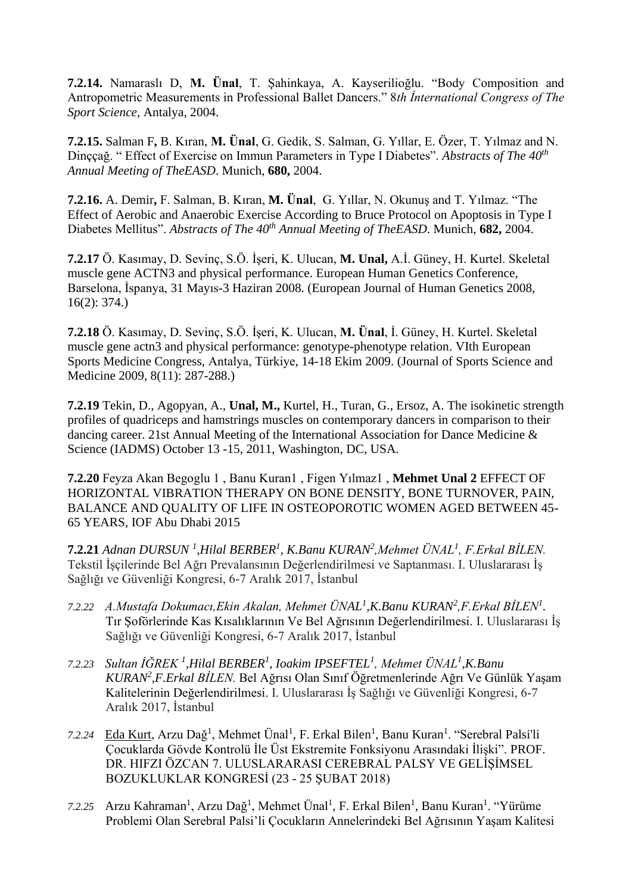**7.2.14.** Namaraslı D, **M. Ünal**, T. Şahinkaya, A. Kayserilioğlu. "Body Composition and Antropometric Measurements in Professional Ballet Dancers." 8*th İnternational Congress of The Sport Science,* Antalya, 2004.

**7.2.15.** Salman F**,** B. Kıran, **M. Ünal**, G. Gedik, S. Salman, G. Yıllar, E. Özer, T. Yılmaz and N. Dinççağ. " Effect of Exercise on Immun Parameters in Type I Diabetes". *Abstracts of The 40th Annual Meeting of TheEASD*. Munich, **680,** 2004.

**7.2.16.** A. Demir**,** F. Salman, B. Kıran, **M. Ünal**, G. Yıllar, N. Okunuş and T. Yılmaz. "The Effect of Aerobic and Anaerobic Exercise According to Bruce Protocol on Apoptosis in Type I Diabetes Mellitus". *Abstracts of The 40th Annual Meeting of TheEASD*. Munich, **682,** 2004.

**7.2.17** Ö. Kasımay, D. Sevinç, S.Ö. İşeri, K. Ulucan, **M. Unal,** A.İ. Güney, H. Kurtel. Skeletal muscle gene ACTN3 and physical performance. European Human Genetics Conference, Barselona, İspanya, 31 Mayıs-3 Haziran 2008. (European Journal of Human Genetics 2008, 16(2): 374.)

**7.2.18** Ö. Kasımay, D. Sevinç, S.Ö. İşeri, K. Ulucan, **M. Ünal**, İ. Güney, H. Kurtel. Skeletal muscle gene actn3 and physical performance: genotype-phenotype relation. VIth European Sports Medicine Congress, Antalya, Türkiye, 14-18 Ekim 2009. (Journal of Sports Science and Medicine 2009, 8(11): 287-288.)

**7.2.19** Tekin, D., Agopyan, A., **Unal, M.,** Kurtel, H., Turan, G., Ersoz, A. The isokinetic strength profiles of quadriceps and hamstrings muscles on contemporary dancers in comparison to their dancing career. 21st Annual Meeting of the International Association for Dance Medicine & Science (IADMS) October 13 -15, 2011, Washington, DC, USA.

**7.2.20** Feyza Akan Begoglu 1 , Banu Kuran1 , Figen Yılmaz1 , **Mehmet Unal 2** EFFECT OF HORIZONTAL VIBRATION THERAPY ON BONE DENSITY, BONE TURNOVER, PAIN, BALANCE AND QUALITY OF LIFE IN OSTEOPOROTIC WOMEN AGED BETWEEN 45-65 YEARS, IOF Abu Dhabi 2015

**7.2.21** *Adnan DURSUN [1],Hilal BERBER[1], K.Banu KURAN[2],Mehmet ÜNAL[1], F.Erkal BİLEN.* Tekstil İşçilerinde Bel Ağrı Prevalansının Değerlendirilmesi ve Saptanması. I. Uluslararası İş Sağlığı ve Güvenliği Kongresi, 6-7 Aralık 2017, İstanbul

*7.2.22* *A.Mustafa Dokumacı,Ekin Akalan, Mehmet ÜNAL[1],K.Banu KURAN[2],F.Erkal BİLEN[1].* Tır Şoförlerinde Kas Kısalıklarının Ve Bel Ağrısının Değerlendirilmesi. I. Uluslararası İş Sağlığı ve Güvenliği Kongresi, 6-7 Aralık 2017, İstanbul

*7.2.23* *Sultan İĞREK [1],Hilal BERBER[1], Ioakim IPSEFTEL[1], Mehmet ÜNAL[1],K.Banu KURAN[2],F.Erkal BİLEN.* Bel Ağrısı Olan Sınıf Öğretmenlerinde Ağrı Ve Günlük Yaşam Kalitelerinin Değerlendirilmesi. I. Uluslararası İş Sağlığı ve Güvenliği Kongresi, 6-7 Aralık 2017, İstanbul

*7.2.24* Eda Kurt, Arzu Dağ[1], Mehmet Ünal[1], F. Erkal Bilen[1], Banu Kuran[1]. "Serebral Palsi'li Çocuklarda Gövde Kontrolü İle Üst Ekstremite Fonksiyonu Arasındaki İlişki". PROF. DR. HIFZI ÖZCAN 7. ULUSLARARASI CEREBRAL PALSY VE GELİŞİMSEL BOZUKLUKLAR KONGRESİ (23 - 25 ŞUBAT 2018)

*7.2.25* Arzu Kahraman[1], Arzu Dağ[1], Mehmet Ünal[1], F. Erkal Bilen[1], Banu Kuran[1]. "Yürüme Problemi Olan Serebral Palsi'li Çocukların Annelerindeki Bel Ağrısının Yaşam Kalitesi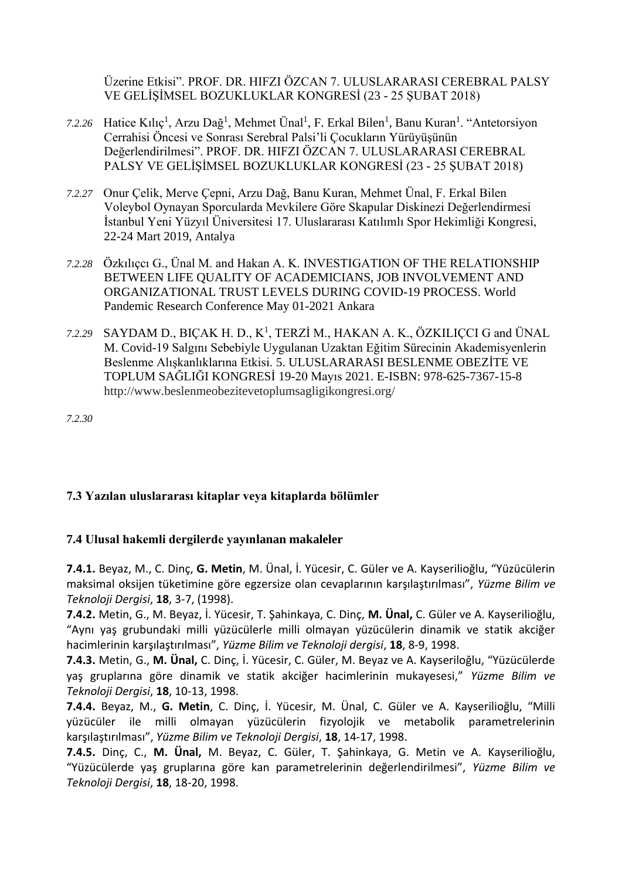Üzerine Etkisi". PROF. DR. HIFZI ÖZCAN 7. ULUSLARARASI CEREBRAL PALSY VE GELİŞİMSEL BOZUKLUKLAR KONGRESİ (23 - 25 ŞUBAT 2018)

*7.2.26* Hatice Kılıç[1], Arzu Dağ[1], Mehmet Ünal[1], F. Erkal Bilen[1], Banu Kuran[1]. "Antetorsiyon Cerrahisi Öncesi ve Sonrası Serebral Palsi'li Çocukların Yürüyüşünün Değerlendirilmesi". PROF. DR. HIFZI ÖZCAN 7. ULUSLARARASI CEREBRAL PALSY VE GELİŞİMSEL BOZUKLUKLAR KONGRESİ (23 - 25 ŞUBAT 2018)

*7.2.27* Onur Çelik, Merve Çepni, Arzu Dağ, Banu Kuran, Mehmet Ünal, F. Erkal Bilen Voleybol Oynayan Sporcularda Mevkilere Göre Skapular Diskinezi Değerlendirmesi İstanbul Yeni Yüzyıl Üniversitesi 17. Uluslararası Katılımlı Spor Hekimliği Kongresi, 22-24 Mart 2019, Antalya

*7.2.28* Özkılıçcı G., Ünal M. and Hakan A. K. INVESTIGATION OF THE RELATIONSHIP BETWEEN LIFE QUALITY OF ACADEMICIANS, JOB INVOLVEMENT AND ORGANIZATIONAL TRUST LEVELS DURING COVID-19 PROCESS. World Pandemic Research Conference May 01-2021 Ankara

*7.2.29* SAYDAM D., BIÇAK H. D., K[1], TERZİ M., HAKAN A. K., ÖZKILIÇCI G and ÜNAL M. Covid-19 Salgını Sebebiyle Uygulanan Uzaktan Eğitim Sürecinin Akademisyenlerin Beslenme Alışkanlıklarına Etkisi. 5. ULUSLARARASI BESLENME OBEZİTE VE TOPLUM SAĞLIĞI KONGRESİ 19-20 Mayıs 2021. E-ISBN: 978-625-7367-15-8 http://www.beslenmeobezitevetoplumsagligikongresi.org/

*7.2.30*

### 7.3 Yazılan uluslararası kitaplar veya kitaplarda bölümler

### 7.4 Ulusal hakemli dergilerde yayınlanan makaleler

**7.4.1.** Beyaz, M., C. Dinç, **G. Metin**, M. Ünal, İ. Yücesir, C. Güler ve A. Kayserilioğlu, "Yüzücülerin maksimal oksijen tüketimine göre egzersize olan cevaplarının karşılaştırılması", *Yüzme Bilim ve Teknoloji Dergisi*, **18**, 3-7, (1998).

**7.4.2.** Metin, G., M. Beyaz, İ. Yücesir, T. Şahinkaya, C. Dinç, **M. Ünal,** C. Güler ve A. Kayserilioğlu, "Aynı yaş grubundaki milli yüzücülerle milli olmayan yüzücülerin dinamik ve statik akciğer hacimlerinin karşılaştırılması", *Yüzme Bilim ve Teknoloji dergisi*, **18**, 8-9, 1998.

**7.4.3.** Metin, G., **M. Ünal,** C. Dinç, İ. Yücesir, C. Güler, M. Beyaz ve A. Kayseriloğlu, "Yüzücülerde yaş gruplarına göre dinamik ve statik akciğer hacimlerinin mukayesesi," *Yüzme Bilim ve Teknoloji Dergisi*, **18**, 10-13, 1998.

**7.4.4.** Beyaz, M., **G. Metin**, C. Dinç, İ. Yücesir, M. Ünal, C. Güler ve A. Kayserilioğlu, "Milli yüzücüler ile milli olmayan yüzücülerin fizyolojik ve metabolik parametrelerinin karşılaştırılması", *Yüzme Bilim ve Teknoloji Dergisi*, **18**, 14-17, 1998.

**7.4.5.** Dinç, C., **M. Ünal,** M. Beyaz, C. Güler, T. Şahinkaya, G. Metin ve A. Kayserilioğlu, "Yüzücülerde yaş gruplarına göre kan parametrelerinin değerlendirilmesi", *Yüzme Bilim ve Teknoloji Dergisi*, **18**, 18-20, 1998.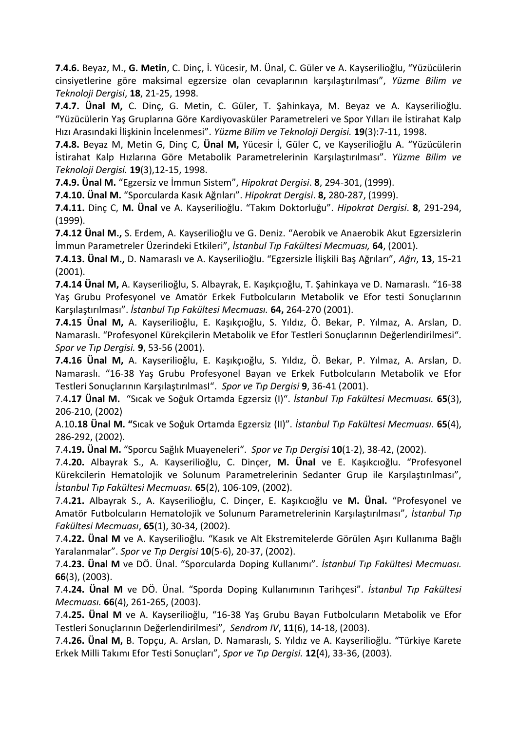**7.4.6.** Beyaz, M., **G. Metin**, C. Dinç, İ. Yücesir, M. Ünal, C. Güler ve A. Kayserilioğlu, "Yüzücülerin cinsiyetlerine göre maksimal egzersize olan cevaplarının karşılaştırılması", *Yüzme Bilim ve Teknoloji Dergisi*, **18**, 21-25, 1998.

**7.4.7. Ünal M,** C. Dinç, G. Metin, C. Güler, T. Şahinkaya, M. Beyaz ve A. Kayserilioğlu. "Yüzücülerin Yaş Gruplarına Göre Kardiyovasküler Parametreleri ve Spor Yılları ile İstirahat Kalp Hızı Arasındaki İlişkinin İncelenmesi". *Yüzme Bilim ve Teknoloji Dergisi.* **19**(3):7-11, 1998.

**7.4.8.** Beyaz M, Metin G, Dinç C, **Ünal M,** Yücesir İ, Güler C, ve Kayserilioğlu A. "Yüzücülerin İstirahat Kalp Hızlarına Göre Metabolik Parametrelerinin Karşılaştırılması". *Yüzme Bilim ve Teknoloji Dergisi.* **19**(3),12-15, 1998.

**7.4.9. Ünal M.** "Egzersiz ve İmmun Sistem", *Hipokrat Dergisi*. **8**, 294-301, (1999).

**7.4.10. Ünal M.** "Sporcularda Kasık Ağrıları". *Hipokrat Dergisi*. **8,** 280-287, (1999).

**7.4.11.** Dinç C, **M. Ünal** ve A. Kayserilioğlu. "Takım Doktorluğu". *Hipokrat Dergisi*. **8**, 291-294, (1999).

**7.4.12 Ünal M.,** S. Erdem, A. Kayserilioğlu ve G. Deniz. "Aerobik ve Anaerobik Akut Egzersizlerin İmmun Parametreler Üzerindeki Etkileri", *İstanbul Tıp Fakültesi Mecmuası,* **64**, (2001).

**7.4.13. Ünal M.,** D. Namaraslı ve A. Kayserilioğlu. "Egzersizle İlişkili Baş Ağrıları", *Ağrı*, **13**, 15-21 (2001).

**7.4.14 Ünal M,** A. Kayserilioğlu, S. Albayrak, E. Kaşıkçıoğlu, T. Şahinkaya ve D. Namaraslı. "16-38 Yaş Grubu Profesyonel ve Amatör Erkek Futbolcuların Metabolik ve Efor testi Sonuçlarının Karşılaştırılması". *İstanbul Tıp Fakültesi Mecmuası.* **64,** 264-270 (2001).

**7.4.15 Ünal M,** A. Kayserilioğlu, E. Kaşıkçıoğlu, S. Yıldız, Ö. Bekar, P. Yılmaz, A. Arslan, D. Namaraslı. "Profesyonel Kürekçilerin Metabolik ve Efor Testleri Sonuçlarının Değerlendirilmesi". *Spor ve Tıp Dergisi.* **9**, 53-56 (2001).

**7.4.16 Ünal M,** A. Kayserilioğlu, E. Kaşıkçıoğlu, S. Yıldız, Ö. Bekar, P. Yılmaz, A. Arslan, D. Namaraslı. "16-38 Yaş Grubu Profesyonel Bayan ve Erkek Futbolcuların Metabolik ve Efor Testleri Sonuçlarının KarşılaştırılmasI". *Spor ve Tıp Dergisi* **9**, 36-41 (2001).

7.4**.17 Ünal M.** "Sıcak ve Soğuk Ortamda Egzersiz (I)". *İstanbul Tıp Fakültesi Mecmuası.* **65**(3), 206-210, (2002)

A.10**.18 Ünal M. "**Sıcak ve Soğuk Ortamda Egzersiz (II)". *İstanbul Tıp Fakültesi Mecmuası.* **65**(4), 286-292, (2002).

7.4.**19. Ünal M.** "Sporcu Sağlık Muayeneleri". *Spor ve Tıp Dergisi* **10**(1-2), 38-42, (2002).

7.4.**20.** Albayrak S., A. Kayserilioğlu, C. Dinçer, **M. Ünal** ve E. Kaşıkcıoğlu. "Profesyonel Kürekcilerin Hematolojik ve Solunum Parametrelerinin Sedanter Grup ile Karşılaştırılması", *İstanbul Tıp Fakültesi Mecmuası.* **65**(2), 106-109, (2002).

7.4.**21.** Albayrak S., A. Kayserilioğlu, C. Dinçer, E. Kaşıkcıoğlu ve **M. Ünal.** "Profesyonel ve Amatör Futbolcuların Hematolojik ve Solunum Parametrelerinin Karşılaştırılması", *İstanbul Tıp Fakültesi Mecmuası*, **65**(1), 30-34, (2002).

7.4.**22. Ünal M** ve A. Kayserilioğlu. "Kasık ve Alt Ekstremitelerde Görülen Aşırı Kullanıma Bağlı Yaralanmalar". *Spor ve Tıp Dergisi* **10**(5-6), 20-37, (2002).

7.4.**23. Ünal M** ve DÖ. Ünal. "Sporcularda Doping Kullanımı". *İstanbul Tıp Fakültesi Mecmuası.* **66**(3), (2003).

7.4.**24. Ünal M** ve DÖ. Ünal. "Sporda Doping Kullanımının Tarihçesi". *İstanbul Tıp Fakültesi Mecmuası.* **66**(4), 261-265, (2003).

7.4.**25. Ünal M** ve A. Kayserilioğlu, "16-38 Yaş Grubu Bayan Futbolcuların Metabolik ve Efor Testleri Sonuçlarının Değerlendirilmesi", *Sendrom IV*, **11**(6), 14-18, (2003).

7.4.**26. Ünal M,** B. Topçu, A. Arslan, D. Namaraslı, S. Yıldız ve A. Kayserilioğlu. "Türkiye Karete Erkek Milli Takımı Efor Testi Sonuçları", *Spor ve Tıp Dergisi.* **12(**4), 33-36, (2003).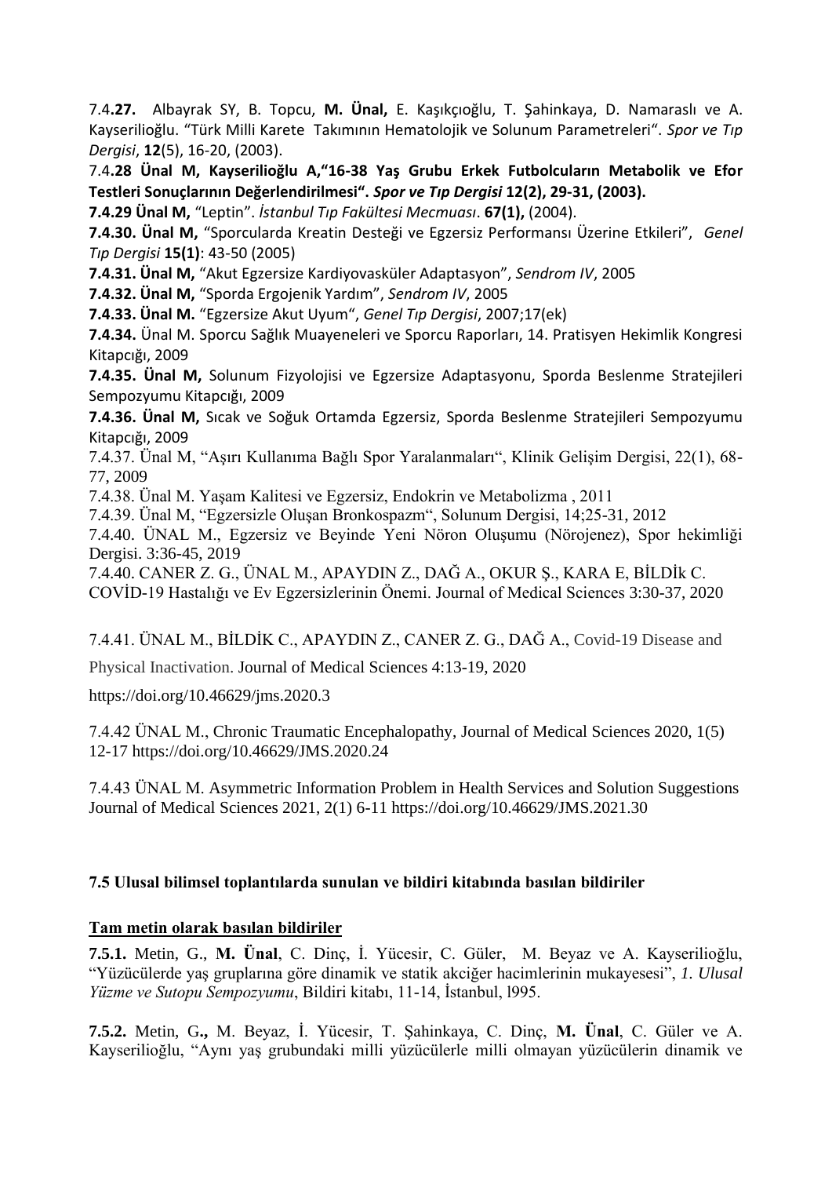7.4.**27.** Albayrak SY, B. Topcu, **M. Ünal,** E. Kaşıkçıoğlu, T. Şahinkaya, D. Namaraslı ve A. Kayserilioğlu. "Türk Milli Karete Takımının Hematolojik ve Solunum Parametreleri". *Spor ve Tıp Dergisi*, **12**(5), 16-20, (2003).

7.4.**28 Ünal M, Kayserilioğlu A,"16-38 Yaş Grubu Erkek Futbolcuların Metabolik ve Efor Testleri Sonuçlarının Değerlendirilmesi".** ***Spor ve Tıp Dergisi*** **12(2), 29-31, (2003).**

**7.4.29 Ünal M,** "Leptin". *İstanbul Tıp Fakültesi Mecmuası*. **67(1),** (2004).

**7.4.30. Ünal M,** "Sporcularda Kreatin Desteği ve Egzersiz Performansı Üzerine Etkileri", *Genel Tıp Dergisi* **15(1)**: 43-50 (2005)

**7.4.31. Ünal M,** "Akut Egzersize Kardiyovasküler Adaptasyon", *Sendrom IV*, 2005

**7.4.32. Ünal M,** "Sporda Ergojenik Yardım", *Sendrom IV*, 2005

**7.4.33. Ünal M.** "Egzersize Akut Uyum", *Genel Tıp Dergisi*, 2007;17(ek)

**7.4.34.** Ünal M. Sporcu Sağlık Muayeneleri ve Sporcu Raporları, 14. Pratisyen Hekimlik Kongresi Kitapcığı, 2009

**7.4.35. Ünal M,** Solunum Fizyolojisi ve Egzersize Adaptasyonu, Sporda Beslenme Stratejileri Sempozyumu Kitapcığı, 2009

**7.4.36. Ünal M,** Sıcak ve Soğuk Ortamda Egzersiz, Sporda Beslenme Stratejileri Sempozyumu Kitapcığı, 2009

7.4.37. Ünal M, "Aşırı Kullanıma Bağlı Spor Yaralanmaları", Klinik Gelişim Dergisi, 22(1), 68-77, 2009

7.4.38. Ünal M. Yaşam Kalitesi ve Egzersiz, Endokrin ve Metabolizma , 2011

7.4.39. Ünal M, "Egzersizle Oluşan Bronkospazm", Solunum Dergisi, 14;25-31, 2012

7.4.40. ÜNAL M., Egzersiz ve Beyinde Yeni Nöron Oluşumu (Nörojenez), Spor hekimliği Dergisi. 3:36-45, 2019

7.4.40. CANER Z. G., ÜNAL M., APAYDIN Z., DAĞ A., OKUR Ş., KARA E, BİLDİk C. COVİD-19 Hastalığı ve Ev Egzersizlerinin Önemi. Journal of Medical Sciences 3:30-37, 2020

7.4.41. ÜNAL M., BİLDİK C., APAYDIN Z., CANER Z. G., DAĞ A., Covid-19 Disease and Physical Inactivation. Journal of Medical Sciences 4:13-19, 2020
https://doi.org/10.46629/jms.2020.3

7.4.42 ÜNAL M., Chronic Traumatic Encephalopathy, Journal of Medical Sciences 2020, 1(5) 12-17 https://doi.org/10.46629/JMS.2020.24

7.4.43 ÜNAL M. Asymmetric Information Problem in Health Services and Solution Suggestions Journal of Medical Sciences 2021, 2(1) 6-11 https://doi.org/10.46629/JMS.2021.30

### 7.5 Ulusal bilimsel toplantılarda sunulan ve bildiri kitabında basılan bildiriler

**Tam metin olarak basılan bildiriler**

**7.5.1.** Metin, G., **M. Ünal**, C. Dinç, İ. Yücesir, C. Güler, M. Beyaz ve A. Kayserilioğlu, "Yüzücülerde yaş gruplarına göre dinamik ve statik akciğer hacimlerinin mukayesesi", *1. Ulusal Yüzme ve Sutopu Sempozyumu*, Bildiri kitabı, 11-14, İstanbul, l995.

**7.5.2.** Metin, G**.,** M. Beyaz, İ. Yücesir, T. Şahinkaya, C. Dinç, **M. Ünal**, C. Güler ve A. Kayserilioğlu, "Aynı yaş grubundaki milli yüzücülerle milli olmayan yüzücülerin dinamik ve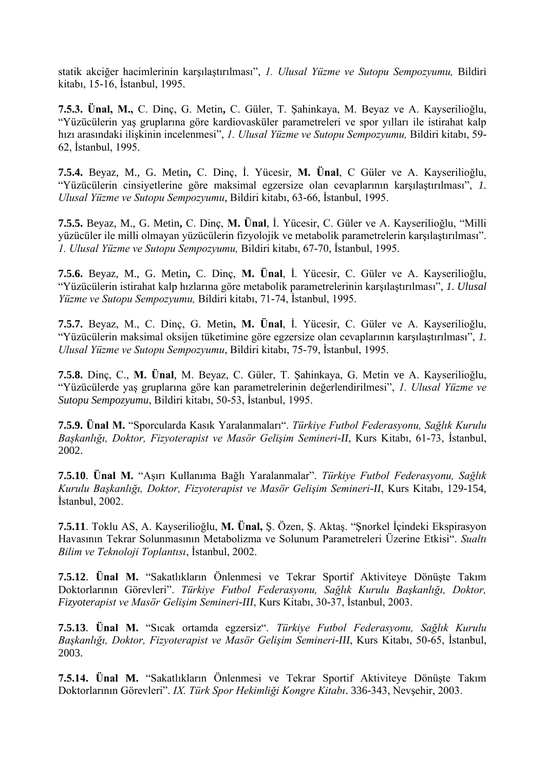statik akciğer hacimlerinin karşılaştırılması", *1. Ulusal Yüzme ve Sutopu Sempozyumu,* Bildiri kitabı, 15-16, İstanbul, 1995.

**7.5.3. Ünal, M.,** C. Dinç, G. Metin**,** C. Güler, T. Şahinkaya, M. Beyaz ve A. Kayserilioğlu, "Yüzücülerin yaş gruplarına göre kardiovasküler parametreleri ve spor yılları ile istirahat kalp hızı arasındaki ilişkinin incelenmesi", *1. Ulusal Yüzme ve Sutopu Sempozyumu,* Bildiri kitabı, 59-62, İstanbul, 1995.

**7.5.4.** Beyaz, M., G. Metin**,** C. Dinç, İ. Yücesir, **M. Ünal**, C Güler ve A. Kayserilioğlu, "Yüzücülerin cinsiyetlerine göre maksimal egzersize olan cevaplarının karşılaştırılması", *1. Ulusal Yüzme ve Sutopu Sempozyumu*, Bildiri kitabı, 63-66, İstanbul, 1995.

**7.5.5.** Beyaz, M., G. Metin**,** C. Dinç, **M. Ünal**, İ. Yücesir, C. Güler ve A. Kayserilioğlu, "Milli yüzücüler ile milli olmayan yüzücülerin fizyolojik ve metabolik parametrelerin karşılaştırılması". *1. Ulusal Yüzme ve Sutopu Sempozyumu,* Bildiri kitabı, 67-70, İstanbul, 1995.

**7.5.6.** Beyaz, M., G. Metin**,** C. Dinç, **M. Ünal**, İ. Yücesir, C. Güler ve A. Kayserilioğlu, "Yüzücülerin istirahat kalp hızlarına göre metabolik parametrelerinin karşılaştırılması", *1. Ulusal Yüzme ve Sutopu Sempozyumu,* Bildiri kitabı, 71-74, İstanbul, 1995.

**7.5.7.** Beyaz, M., C. Dinç, G. Metin**, M. Ünal**, İ. Yücesir, C. Güler ve A. Kayserilioğlu, "Yüzücülerin maksimal oksijen tüketimine göre egzersize olan cevaplarının karşılaştırılması", *1. Ulusal Yüzme ve Sutopu Sempozyumu*, Bildiri kitabı, 75-79, İstanbul, 1995.

**7.5.8.** Dinç, C., **M. Ünal**, M. Beyaz, C. Güler, T. Şahinkaya, G. Metin ve A. Kayserilioğlu, "Yüzücülerde yaş gruplarına göre kan parametrelerinin değerlendirilmesi", *1. Ulusal Yüzme ve Sutopu Sempozyumu*, Bildiri kitabı, 50-53, İstanbul, 1995.

**7.5.9. Ünal M.** "Sporcularda Kasık Yaralanmaları". *Türkiye Futbol Federasyonu, Sağlık Kurulu Başkanlığı, Doktor, Fizyoterapist ve Masör Gelişim Semineri-II*, Kurs Kitabı, 61-73, İstanbul, 2002.

**7.5.10**. **Ünal M.** "Aşırı Kullanıma Bağlı Yaralanmalar". *Türkiye Futbol Federasyonu, Sağlık Kurulu Başkanlığı, Doktor, Fizyoterapist ve Masör Gelişim Semineri-II*, Kurs Kitabı, 129-154, İstanbul, 2002.

**7.5.11**. Toklu AS, A. Kayserilioğlu, **M. Ünal,** Ş. Özen, Ş. Aktaş. "Şnorkel İçindeki Ekspirasyon Havasının Tekrar Solunmasının Metabolizma ve Solunum Parametreleri Üzerine Etkisi". *Sualtı Bilim ve Teknoloji Toplantısı*, İstanbul, 2002.

**7.5.12**. **Ünal M.** "Sakatlıkların Önlenmesi ve Tekrar Sportif Aktiviteye Dönüşte Takım Doktorlarının Görevleri". *Türkiye Futbol Federasyonu, Sağlık Kurulu Başkanlığı, Doktor, Fizyoterapist ve Masör Gelişim Semineri-III*, Kurs Kitabı, 30-37, İstanbul, 2003.

**7.5.13**. **Ünal M.** "Sıcak ortamda egzersiz". *Türkiye Futbol Federasyonu, Sağlık Kurulu Başkanlığı, Doktor, Fizyoterapist ve Masör Gelişim Semineri-III*, Kurs Kitabı, 50-65, İstanbul, 2003.

**7.5.14. Ünal M.** "Sakatlıkların Önlenmesi ve Tekrar Sportif Aktiviteye Dönüşte Takım Doktorlarının Görevleri". *IX. Türk Spor Hekimliği Kongre Kitabı*. 336-343, Nevşehir, 2003.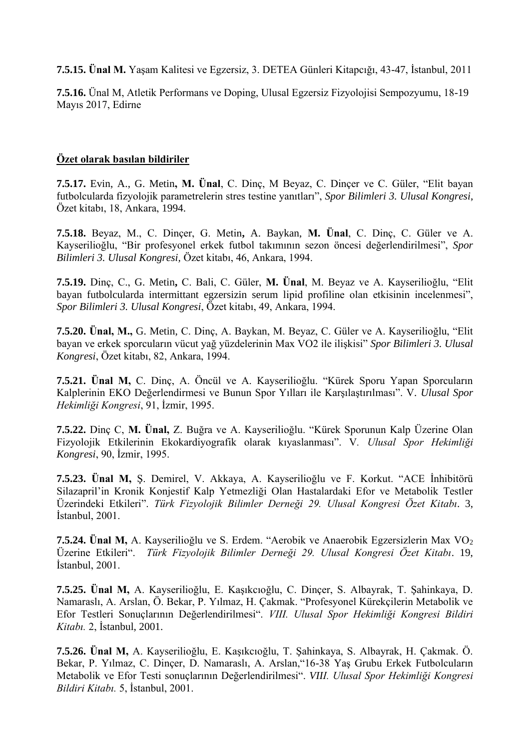**7.5.15. Ünal M.** Yaşam Kalitesi ve Egzersiz, 3. DETEA Günleri Kitapcığı, 43-47, İstanbul, 2011

**7.5.16.** Ünal M, Atletik Performans ve Doping, Ulusal Egzersiz Fizyolojisi Sempozyumu, 18-19 Mayıs 2017, Edirne

**Özet olarak basılan bildiriler**

**7.5.17.** Evin, A., G. Metin**, M. Ünal**, C. Dinç, M Beyaz, C. Dinçer ve C. Güler, "Elit bayan futbolcularda fizyolojik parametrelerin stres testine yanıtları", *Spor Bilimleri 3. Ulusal Kongresi*, Özet kitabı, 18, Ankara, 1994.

**7.5.18.** Beyaz, M., C. Dinçer, G. Metin**,** A. Baykan, **M. Ünal**, C. Dinç, C. Güler ve A. Kayserilioğlu, "Bir profesyonel erkek futbol takımının sezon öncesi değerlendirilmesi", *Spor Bilimleri 3. Ulusal Kongresi,* Özet kitabı, 46, Ankara, 1994.

**7.5.19.** Dinç, C., G. Metin**,** C. Bali, C. Güler, **M. Ünal**, M. Beyaz ve A. Kayserilioğlu, "Elit bayan futbolcularda intermittant egzersizin serum lipid profiline olan etkisinin incelenmesi", *Spor Bilimleri 3. Ulusal Kongresi*, Özet kitabı, 49, Ankara, 1994.

**7.5.20. Ünal, M.,** G. Metin, C. Dinç, A. Baykan, M. Beyaz, C. Güler ve A. Kayserilioğlu, "Elit bayan ve erkek sporcuların vücut yağ yüzdelerinin Max VO2 ile ilişkisi" *Spor Bilimleri 3. Ulusal Kongresi*, Özet kitabı, 82, Ankara, 1994.

**7.5.21. Ünal M,** C. Dinç, A. Öncül ve A. Kayserilioğlu. "Kürek Sporu Yapan Sporcuların Kalplerinin EKO Değerlendirmesi ve Bunun Spor Yılları ile Karşılaştırılması". V*. Ulusal Spor Hekimliği Kongresi*, 91, İzmir, 1995.

**7.5.22.** Dinç C, **M. Ünal,** Z. Buğra ve A. Kayserilioğlu. "Kürek Sporunun Kalp Üzerine Olan Fizyolojik Etkilerinin Ekokardiyografik olarak kıyaslanması". V. *Ulusal Spor Hekimliği Kongresi*, 90, İzmir, 1995.

**7.5.23. Ünal M,** Ş. Demirel, V. Akkaya, A. Kayserilioğlu ve F. Korkut. "ACE İnhibitörü Silazapril'in Kronik Konjestif Kalp Yetmezliği Olan Hastalardaki Efor ve Metabolik Testler Üzerindeki Etkileri". *Türk Fizyolojik Bilimler Derneği 29. Ulusal Kongresi Özet Kitabı*. 3, İstanbul, 2001.

**7.5.24. Ünal M,** A. Kayserilioğlu ve S. Erdem. "Aerobik ve Anaerobik Egzersizlerin Max $VO_2$ Üzerine Etkileri". *Türk Fizyolojik Bilimler Derneği 29. Ulusal Kongresi Özet Kitabı*. 19, İstanbul, 2001.

**7.5.25. Ünal M,** A. Kayserilioğlu, E. Kaşıkcıoğlu, C. Dinçer, S. Albayrak, T. Şahinkaya, D. Namaraslı, A. Arslan, Ö. Bekar, P. Yılmaz, H. Çakmak. "Profesyonel Kürekçilerin Metabolik ve Efor Testleri Sonuçlarının Değerlendirilmesi". *VIII. Ulusal Spor Hekimliği Kongresi Bildiri Kitabı.* 2, İstanbul, 2001.

**7.5.26. Ünal M,** A. Kayserilioğlu, E. Kaşıkcıoğlu, T. Şahinkaya, S. Albayrak, H. Çakmak. Ö. Bekar, P. Yılmaz, C. Dinçer, D. Namaraslı, A. Arslan,"16-38 Yaş Grubu Erkek Futbolcuların Metabolik ve Efor Testi sonuçlarının Değerlendirilmesi". *VIII. Ulusal Spor Hekimliği Kongresi Bildiri Kitabı.* 5, İstanbul, 2001.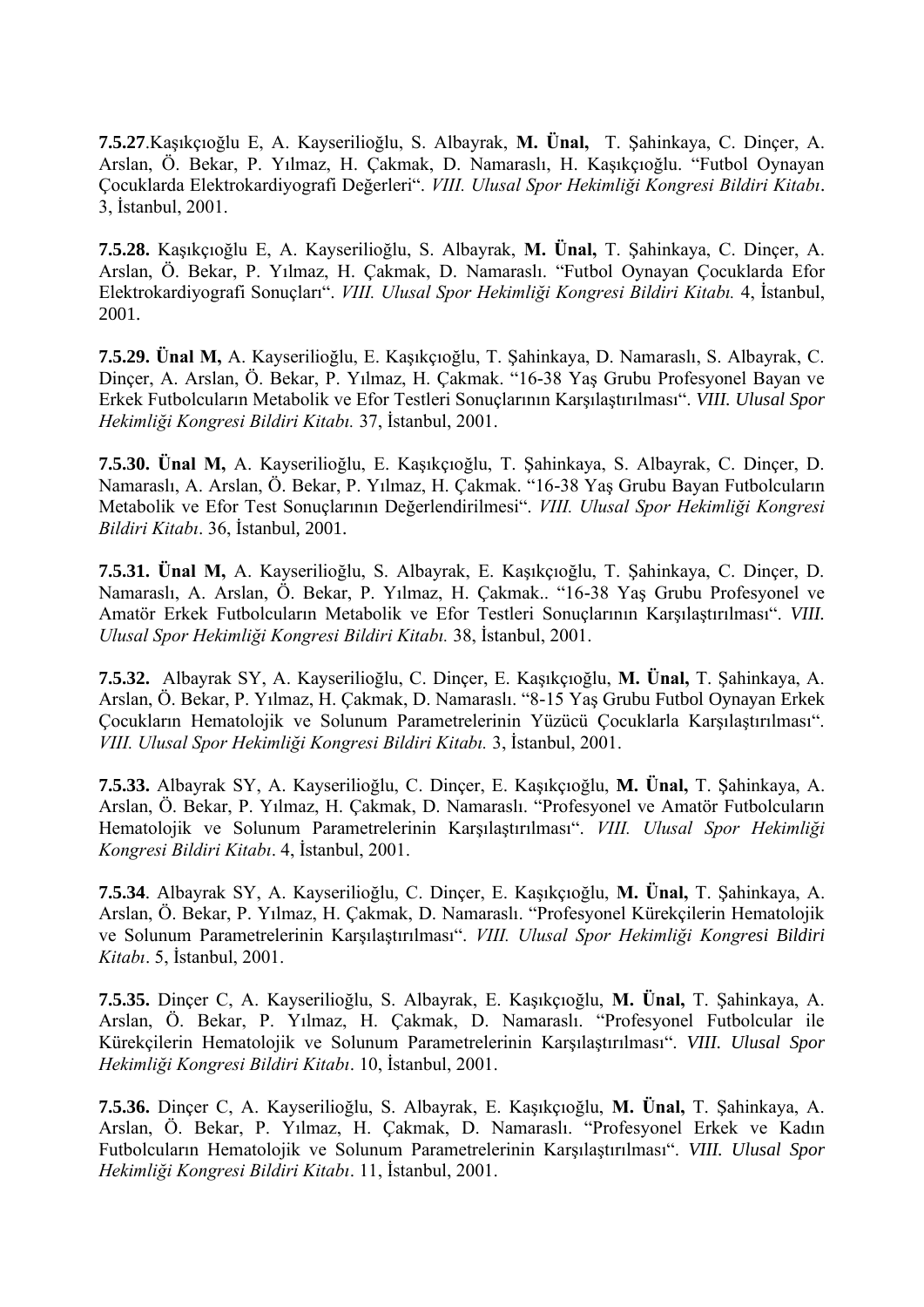**7.5.27**.Kaşıkçıoğlu E, A. Kayserilioğlu, S. Albayrak, **M. Ünal,** T. Şahinkaya, C. Dinçer, A. Arslan, Ö. Bekar, P. Yılmaz, H. Çakmak, D. Namaraslı, H. Kaşıkçıoğlu. "Futbol Oynayan Çocuklarda Elektrokardiyografi Değerleri". *VIII. Ulusal Spor Hekimliği Kongresi Bildiri Kitabı*. 3, İstanbul, 2001.

**7.5.28.** Kaşıkçıoğlu E, A. Kayserilioğlu, S. Albayrak, **M. Ünal,** T. Şahinkaya, C. Dinçer, A. Arslan, Ö. Bekar, P. Yılmaz, H. Çakmak, D. Namaraslı. "Futbol Oynayan Çocuklarda Efor Elektrokardiyografi Sonuçları". *VIII. Ulusal Spor Hekimliği Kongresi Bildiri Kitabı.* 4, İstanbul, 2001.

**7.5.29. Ünal M,** A. Kayserilioğlu, E. Kaşıkçıoğlu, T. Şahinkaya, D. Namaraslı, S. Albayrak, C. Dinçer, A. Arslan, Ö. Bekar, P. Yılmaz, H. Çakmak. "16-38 Yaş Grubu Profesyonel Bayan ve Erkek Futbolcuların Metabolik ve Efor Testleri Sonuçlarının Karşılaştırılması". *VIII. Ulusal Spor Hekimliği Kongresi Bildiri Kitabı.* 37, İstanbul, 2001.

**7.5.30. Ünal M,** A. Kayserilioğlu, E. Kaşıkçıoğlu, T. Şahinkaya, S. Albayrak, C. Dinçer, D. Namaraslı, A. Arslan, Ö. Bekar, P. Yılmaz, H. Çakmak. "16-38 Yaş Grubu Bayan Futbolcuların Metabolik ve Efor Test Sonuçlarının Değerlendirilmesi". *VIII. Ulusal Spor Hekimliği Kongresi Bildiri Kitabı*. 36, İstanbul, 2001.

**7.5.31. Ünal M,** A. Kayserilioğlu, S. Albayrak, E. Kaşıkçıoğlu, T. Şahinkaya, C. Dinçer, D. Namaraslı, A. Arslan, Ö. Bekar, P. Yılmaz, H. Çakmak.. "16-38 Yaş Grubu Profesyonel ve Amatör Erkek Futbolcuların Metabolik ve Efor Testleri Sonuçlarının Karşılaştırılması". *VIII. Ulusal Spor Hekimliği Kongresi Bildiri Kitabı.* 38, İstanbul, 2001.

**7.5.32.** Albayrak SY, A. Kayserilioğlu, C. Dinçer, E. Kaşıkçıoğlu, **M. Ünal,** T. Şahinkaya, A. Arslan, Ö. Bekar, P. Yılmaz, H. Çakmak, D. Namaraslı. "8-15 Yaş Grubu Futbol Oynayan Erkek Çocukların Hematolojik ve Solunum Parametrelerinin Yüzücü Çocuklarla Karşılaştırılması". *VIII. Ulusal Spor Hekimliği Kongresi Bildiri Kitabı.* 3, İstanbul, 2001.

**7.5.33.** Albayrak SY, A. Kayserilioğlu, C. Dinçer, E. Kaşıkçıoğlu, **M. Ünal,** T. Şahinkaya, A. Arslan, Ö. Bekar, P. Yılmaz, H. Çakmak, D. Namaraslı. "Profesyonel ve Amatör Futbolcuların Hematolojik ve Solunum Parametrelerinin Karşılaştırılması". *VIII. Ulusal Spor Hekimliği Kongresi Bildiri Kitabı*. 4, İstanbul, 2001.

**7.5.34**. Albayrak SY, A. Kayserilioğlu, C. Dinçer, E. Kaşıkçıoğlu, **M. Ünal,** T. Şahinkaya, A. Arslan, Ö. Bekar, P. Yılmaz, H. Çakmak, D. Namaraslı. "Profesyonel Kürekçilerin Hematolojik ve Solunum Parametrelerinin Karşılaştırılması". *VIII. Ulusal Spor Hekimliği Kongresi Bildiri Kitabı*. 5, İstanbul, 2001.

**7.5.35.** Dinçer C, A. Kayserilioğlu, S. Albayrak, E. Kaşıkçıoğlu, **M. Ünal,** T. Şahinkaya, A. Arslan, Ö. Bekar, P. Yılmaz, H. Çakmak, D. Namaraslı. "Profesyonel Futbolcular ile Kürekçilerin Hematolojik ve Solunum Parametrelerinin Karşılaştırılması". *VIII. Ulusal Spor Hekimliği Kongresi Bildiri Kitabı*. 10, İstanbul, 2001.

**7.5.36.** Dinçer C, A. Kayserilioğlu, S. Albayrak, E. Kaşıkçıoğlu, **M. Ünal,** T. Şahinkaya, A. Arslan, Ö. Bekar, P. Yılmaz, H. Çakmak, D. Namaraslı. "Profesyonel Erkek ve Kadın Futbolcuların Hematolojik ve Solunum Parametrelerinin Karşılaştırılması". *VIII. Ulusal Spor Hekimliği Kongresi Bildiri Kitabı*. 11, İstanbul, 2001.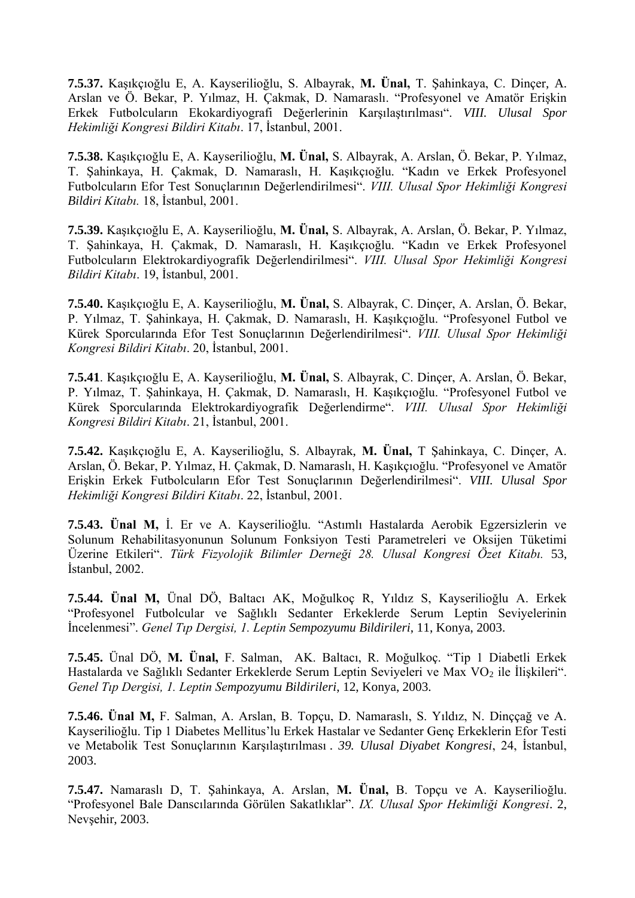**7.5.37.** Kaşıkçıoğlu E, A. Kayserilioğlu, S. Albayrak, **M. Ünal,** T. Şahinkaya, C. Dinçer, A. Arslan ve Ö. Bekar, P. Yılmaz, H. Çakmak, D. Namaraslı. "Profesyonel ve Amatör Erişkin Erkek Futbolcuların Ekokardiyografi Değerlerinin Karşılaştırılması". *VIII. Ulusal Spor Hekimliği Kongresi Bildiri Kitabı*. 17, İstanbul, 2001.

**7.5.38.** Kaşıkçıoğlu E, A. Kayserilioğlu, **M. Ünal,** S. Albayrak, A. Arslan, Ö. Bekar, P. Yılmaz, T. Şahinkaya, H. Çakmak, D. Namaraslı, H. Kaşıkçıoğlu. "Kadın ve Erkek Profesyonel Futbolcuların Efor Test Sonuçlarının Değerlendirilmesi". *VIII. Ulusal Spor Hekimliği Kongresi Bildiri Kitabı.* 18, İstanbul, 2001.

**7.5.39.** Kaşıkçıoğlu E, A. Kayserilioğlu, **M. Ünal,** S. Albayrak, A. Arslan, Ö. Bekar, P. Yılmaz, T. Şahinkaya, H. Çakmak, D. Namaraslı, H. Kaşıkçıoğlu. "Kadın ve Erkek Profesyonel Futbolcuların Elektrokardiyografik Değerlendirilmesi". *VIII. Ulusal Spor Hekimliği Kongresi Bildiri Kitabı*. 19, İstanbul, 2001.

**7.5.40.** Kaşıkçıoğlu E, A. Kayserilioğlu, **M. Ünal,** S. Albayrak, C. Dinçer, A. Arslan, Ö. Bekar, P. Yılmaz, T. Şahinkaya, H. Çakmak, D. Namaraslı, H. Kaşıkçıoğlu. "Profesyonel Futbol ve Kürek Sporcularında Efor Test Sonuçlarının Değerlendirilmesi". *VIII. Ulusal Spor Hekimliği Kongresi Bildiri Kitabı*. 20, İstanbul, 2001.

**7.5.41**. Kaşıkçıoğlu E, A. Kayserilioğlu, **M. Ünal,** S. Albayrak, C. Dinçer, A. Arslan, Ö. Bekar, P. Yılmaz, T. Şahinkaya, H. Çakmak, D. Namaraslı, H. Kaşıkçıoğlu. "Profesyonel Futbol ve Kürek Sporcularında Elektrokardiyografik Değerlendirme". *VIII. Ulusal Spor Hekimliği Kongresi Bildiri Kitabı*. 21, İstanbul, 2001.

**7.5.42.** Kaşıkçıoğlu E, A. Kayserilioğlu, S. Albayrak, **M. Ünal,** T Şahinkaya, C. Dinçer, A. Arslan, Ö. Bekar, P. Yılmaz, H. Çakmak, D. Namaraslı, H. Kaşıkçıoğlu. "Profesyonel ve Amatör Erişkin Erkek Futbolcuların Efor Test Sonuçlarının Değerlendirilmesi". *VIII. Ulusal Spor Hekimliği Kongresi Bildiri Kitabı*. 22, İstanbul, 2001.

**7.5.43. Ünal M,** İ. Er ve A. Kayserilioğlu. "Astımlı Hastalarda Aerobik Egzersizlerin ve Solunum Rehabilitasyonunun Solunum Fonksiyon Testi Parametreleri ve Oksijen Tüketimi Üzerine Etkileri". *Türk Fizyolojik Bilimler Derneği 28. Ulusal Kongresi Özet Kitabı.* 53, İstanbul, 2002.

**7.5.44. Ünal M,** Ünal DÖ, Baltacı AK, Moğulkoç R, Yıldız S, Kayserilioğlu A. Erkek "Profesyonel Futbolcular ve Sağlıklı Sedanter Erkeklerde Serum Leptin Seviyelerinin İncelenmesi". *Genel Tıp Dergisi, 1. Leptin Sempozyumu Bildirileri,* 11, Konya, 2003.

**7.5.45.** Ünal DÖ, **M. Ünal,** F. Salman, AK. Baltacı, R. Moğulkoç. "Tip 1 Diabetli Erkek Hastalarda ve Sağlıklı Sedanter Erkeklerde Serum Leptin Seviyeleri ve Max $VO_2$ ile İlişkileri". *Genel Tıp Dergisi, 1. Leptin Sempozyumu Bildirileri*, 12, Konya, 2003.

**7.5.46. Ünal M,** F. Salman, A. Arslan, B. Topçu, D. Namaraslı, S. Yıldız, N. Dinççağ ve A. Kayserilioğlu. Tip 1 Diabetes Mellitus'lu Erkek Hastalar ve Sedanter Genç Erkeklerin Efor Testi ve Metabolik Test Sonuçlarının Karşılaştırılması . *39. Ulusal Diyabet Kongresi*, 24, İstanbul, 2003.

**7.5.47.** Namaraslı D, T. Şahinkaya, A. Arslan, **M. Ünal,** B. Topçu ve A. Kayserilioğlu. "Profesyonel Bale Danscılarında Görülen Sakatlıklar". *IX. Ulusal Spor Hekimliği Kongresi*. 2, Nevşehir, 2003.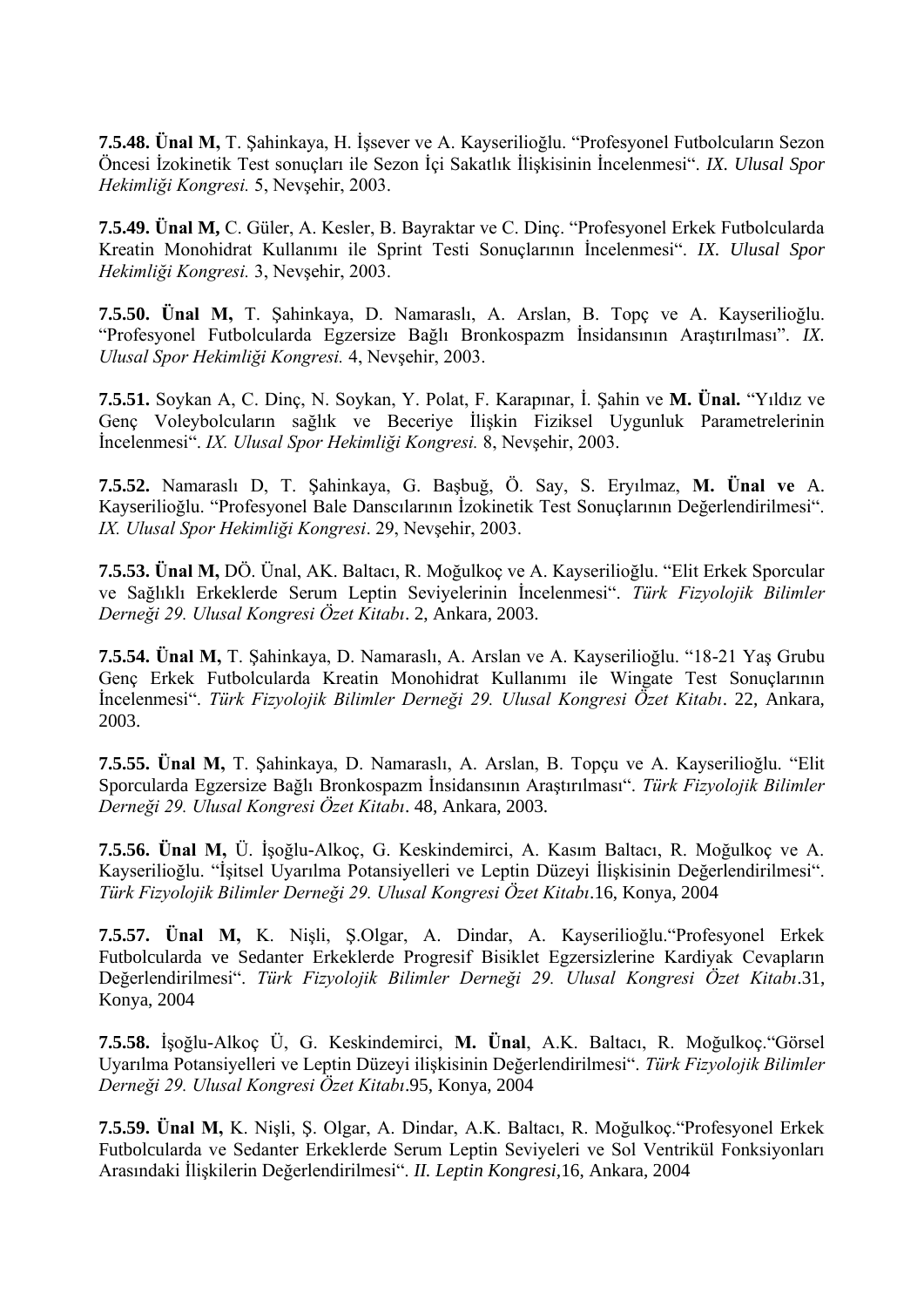**7.5.48. Ünal M,** T. Şahinkaya, H. İşsever ve A. Kayserilioğlu. "Profesyonel Futbolcuların Sezon Öncesi İzokinetik Test sonuçları ile Sezon İçi Sakatlık İlişkisinin İncelenmesi". *IX. Ulusal Spor Hekimliği Kongresi.* 5, Nevşehir, 2003.

**7.5.49. Ünal M,** C. Güler, A. Kesler, B. Bayraktar ve C. Dinç. "Profesyonel Erkek Futbolcularda Kreatin Monohidrat Kullanımı ile Sprint Testi Sonuçlarının İncelenmesi". *IX. Ulusal Spor Hekimliği Kongresi.* 3, Nevşehir, 2003.

**7.5.50. Ünal M,** T. Şahinkaya, D. Namaraslı, A. Arslan, B. Topç ve A. Kayserilioğlu. "Profesyonel Futbolcularda Egzersize Bağlı Bronkospazm İnsidansının Araştırılması". *IX. Ulusal Spor Hekimliği Kongresi.* 4, Nevşehir, 2003.

**7.5.51.** Soykan A, C. Dinç, N. Soykan, Y. Polat, F. Karapınar, İ. Şahin ve **M. Ünal.** "Yıldız ve Genç Voleybolcuların sağlık ve Beceriye İlişkin Fiziksel Uygunluk Parametrelerinin İncelenmesi". *IX. Ulusal Spor Hekimliği Kongresi.* 8, Nevşehir, 2003.

**7.5.52.** Namaraslı D, T. Şahinkaya, G. Başbuğ, Ö. Say, S. Eryılmaz, **M. Ünal ve** A. Kayserilioğlu. "Profesyonel Bale Danscılarının İzokinetik Test Sonuçlarının Değerlendirilmesi". *IX. Ulusal Spor Hekimliği Kongresi*. 29, Nevşehir, 2003.

**7.5.53. Ünal M,** DÖ. Ünal, AK. Baltacı, R. Moğulkoç ve A. Kayserilioğlu. "Elit Erkek Sporcular ve Sağlıklı Erkeklerde Serum Leptin Seviyelerinin İncelenmesi". *Türk Fizyolojik Bilimler Derneği 29. Ulusal Kongresi Özet Kitabı*. 2, Ankara, 2003.

**7.5.54. Ünal M,** T. Şahinkaya, D. Namaraslı, A. Arslan ve A. Kayserilioğlu. "18-21 Yaş Grubu Genç Erkek Futbolcularda Kreatin Monohidrat Kullanımı ile Wingate Test Sonuçlarının İncelenmesi". *Türk Fizyolojik Bilimler Derneği 29. Ulusal Kongresi Özet Kitabı*. 22, Ankara, 2003.

**7.5.55. Ünal M,** T. Şahinkaya, D. Namaraslı, A. Arslan, B. Topçu ve A. Kayserilioğlu. "Elit Sporcularda Egzersize Bağlı Bronkospazm İnsidansının Araştırılması". *Türk Fizyolojik Bilimler Derneği 29. Ulusal Kongresi Özet Kitabı*. 48, Ankara, 2003.

**7.5.56. Ünal M,** Ü. İşoğlu-Alkoç, G. Keskindemirci, A. Kasım Baltacı, R. Moğulkoç ve A. Kayserilioğlu. "İşitsel Uyarılma Potansiyelleri ve Leptin Düzeyi İlişkisinin Değerlendirilmesi". *Türk Fizyolojik Bilimler Derneği 29. Ulusal Kongresi Özet Kitabı*.16, Konya, 2004

**7.5.57. Ünal M,** K. Nişli, Ş.Olgar, A. Dindar, A. Kayserilioğlu."Profesyonel Erkek Futbolcularda ve Sedanter Erkeklerde Progresif Bisiklet Egzersizlerine Kardiyak Cevapların Değerlendirilmesi". *Türk Fizyolojik Bilimler Derneği 29. Ulusal Kongresi Özet Kitabı*.31, Konya, 2004

**7.5.58.** İşoğlu-Alkoç Ü, G. Keskindemirci, **M. Ünal**, A.K. Baltacı, R. Moğulkoç."Görsel Uyarılma Potansiyelleri ve Leptin Düzeyi ilişkisinin Değerlendirilmesi". *Türk Fizyolojik Bilimler Derneği 29. Ulusal Kongresi Özet Kitabı*.95, Konya, 2004

**7.5.59. Ünal M,** K. Nişli, Ş. Olgar, A. Dindar, A.K. Baltacı, R. Moğulkoç."Profesyonel Erkek Futbolcularda ve Sedanter Erkeklerde Serum Leptin Seviyeleri ve Sol Ventrikül Fonksiyonları Arasındaki İlişkilerin Değerlendirilmesi". *II. Leptin Kongresi,*16, Ankara, 2004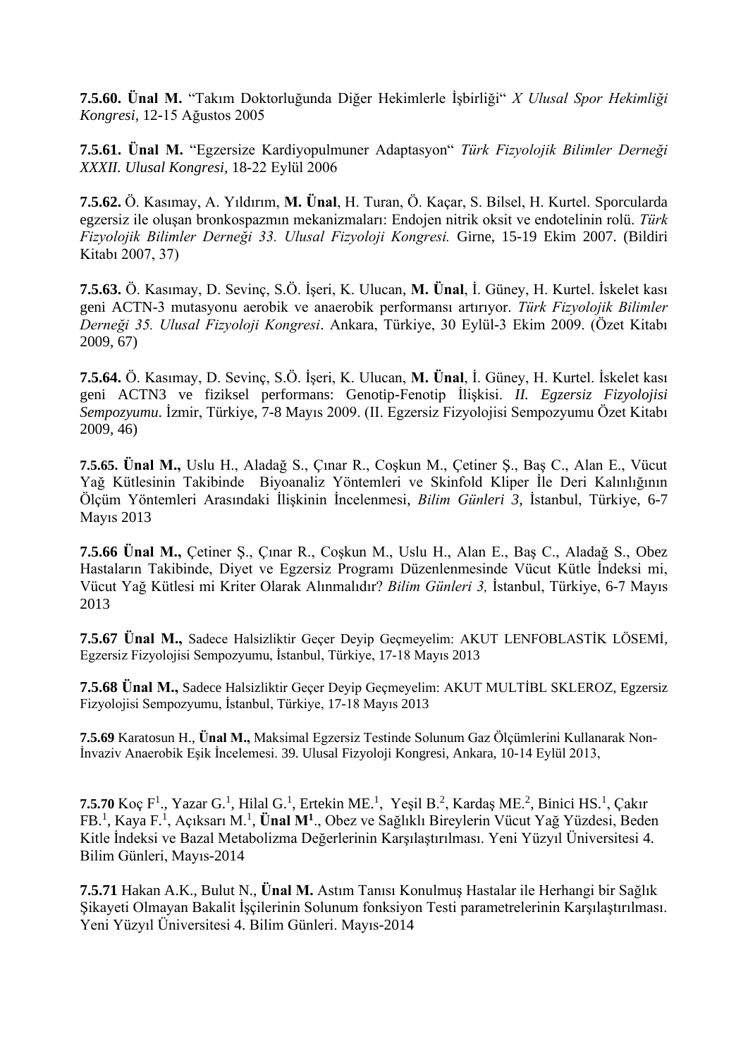**7.5.60. Ünal M.** "Takım Doktorluğunda Diğer Hekimlerle İşbirliği" *X Ulusal Spor Hekimliği Kongresi*, 12-15 Ağustos 2005

**7.5.61. Ünal M.** "Egzersize Kardiyopulmuner Adaptasyon" *Türk Fizyolojik Bilimler Derneği XXXII. Ulusal Kongresi*, 18-22 Eylül 2006

**7.5.62.** Ö. Kasımay, A. Yıldırım, **M. Ünal**, H. Turan, Ö. Kaçar, S. Bilsel, H. Kurtel. Sporcularda egzersiz ile oluşan bronkospazmın mekanizmaları: Endojen nitrik oksit ve endotelinin rolü. *Türk Fizyolojik Bilimler Derneği 33. Ulusal Fizyoloji Kongresi.* Girne, 15-19 Ekim 2007. (Bildiri Kitabı 2007, 37)

**7.5.63.** Ö. Kasımay, D. Sevinç, S.Ö. İşeri, K. Ulucan, **M. Ünal**, İ. Güney, H. Kurtel. İskelet kası geni ACTN-3 mutasyonu aerobik ve anaerobik performansı artırıyor. *Türk Fizyolojik Bilimler Derneği 35. Ulusal Fizyoloji Kongresi*. Ankara, Türkiye, 30 Eylül-3 Ekim 2009. (Özet Kitabı 2009, 67)

**7.5.64.** Ö. Kasımay, D. Sevinç, S.Ö. İşeri, K. Ulucan, **M. Ünal**, İ. Güney, H. Kurtel. İskelet kası geni ACTN3 ve fiziksel performans: Genotip-Fenotip İlişkisi. *II. Egzersiz Fizyolojisi Sempozyumu*. İzmir, Türkiye, 7-8 Mayıs 2009. (II. Egzersiz Fizyolojisi Sempozyumu Özet Kitabı 2009, 46)

**7.5.65. Ünal M.,** Uslu H., Aladağ S., Çınar R., Coşkun M., Çetiner Ş., Baş C., Alan E., Vücut Yağ Kütlesinin Takibinde Biyoanaliz Yöntemleri ve Skinfold Kliper İle Deri Kalınlığının Ölçüm Yöntemleri Arasındaki İlişkinin İncelenmesi, *Bilim Günleri 3*, İstanbul, Türkiye, 6-7 Mayıs 2013

**7.5.66 Ünal M.,** Çetiner Ş., Çınar R., Coşkun M., Uslu H., Alan E., Baş C., Aladağ S., Obez Hastaların Takibinde, Diyet ve Egzersiz Programı Düzenlenmesinde Vücut Kütle İndeksi mi, Vücut Yağ Kütlesi mi Kriter Olarak Alınmalıdır? *Bilim Günleri 3,* İstanbul, Türkiye, 6-7 Mayıs 2013

**7.5.67 Ünal M.,** Sadece Halsizliktir Geçer Deyip Geçmeyelim: AKUT LENFOBLASTİK LÖSEMİ, Egzersiz Fizyolojisi Sempozyumu, İstanbul, Türkiye, 17-18 Mayıs 2013

**7.5.68 Ünal M.,** Sadece Halsizliktir Geçer Deyip Geçmeyelim: AKUT MULTİBL SKLEROZ, Egzersiz Fizyolojisi Sempozyumu, İstanbul, Türkiye, 17-18 Mayıs 2013

**7.5.69** Karatosun H., **Ünal M.,** Maksimal Egzersiz Testinde Solunum Gaz Ölçümlerini Kullanarak Non-İnvaziv Anaerobik Eşik İncelemesi. 39. Ulusal Fizyoloji Kongresi, Ankara, 10-14 Eylül 2013,

**7.5.70** Koç F[1]., Yazar G.[1], Hilal G.[1], Ertekin ME.[1], Yeşil B.[2], Kardaş ME.[2], Binici HS.[1], Çakır FB.[1], Kaya F.[1], Açıksarı M.[1], **Ünal M[1]**., Obez ve Sağlıklı Bireylerin Vücut Yağ Yüzdesi, Beden Kitle İndeksi ve Bazal Metabolizma Değerlerinin Karşılaştırılması. Yeni Yüzyıl Üniversitesi 4. Bilim Günleri, Mayıs-2014

**7.5.71** Hakan A.K., Bulut N., **Ünal M.** Astım Tanısı Konulmuş Hastalar ile Herhangi bir Sağlık Şikayeti Olmayan Bakalit İşçilerinin Solunum fonksiyon Testi parametrelerinin Karşılaştırılması. Yeni Yüzyıl Üniversitesi 4. Bilim Günleri. Mayıs-2014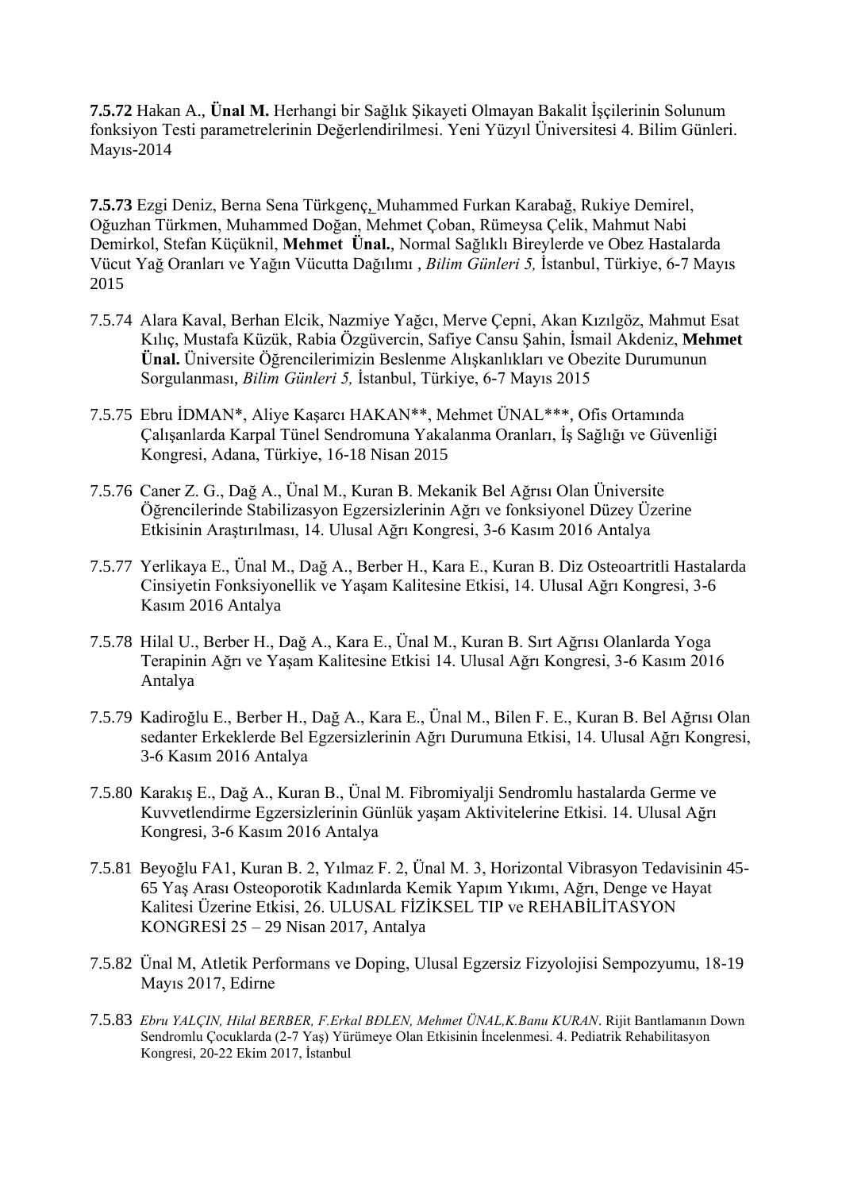**7.5.72** Hakan A., **Ünal M.** Herhangi bir Sağlık Şikayeti Olmayan Bakalit İşçilerinin Solunum fonksiyon Testi parametrelerinin Değerlendirilmesi. Yeni Yüzyıl Üniversitesi 4. Bilim Günleri. Mayıs-2014

**7.5.73** Ezgi Deniz, Berna Sena Türkgenç, Muhammed Furkan Karabağ, Rukiye Demirel, Oğuzhan Türkmen, Muhammed Doğan, Mehmet Çoban, Rümeysa Çelik, Mahmut Nabi Demirkol, Stefan Küçüknil, **Mehmet Ünal.**, Normal Sağlıklı Bireylerde ve Obez Hastalarda Vücut Yağ Oranları ve Yağın Vücutta Dağılımı , *Bilim Günleri 5,* İstanbul, Türkiye, 6-7 Mayıs 2015

7.5.74 Alara Kaval, Berhan Elcik, Nazmiye Yağcı, Merve Çepni, Akan Kızılgöz, Mahmut Esat Kılıç, Mustafa Küzük, Rabia Özgüvercin, Safiye Cansu Şahin, İsmail Akdeniz, **Mehmet Ünal.** Üniversite Öğrencilerimizin Beslenme Alışkanlıkları ve Obezite Durumunun Sorgulanması, *Bilim Günleri 5,* İstanbul, Türkiye, 6-7 Mayıs 2015

7.5.75 Ebru İDMAN*, Aliye Kaşarcı HAKAN**, Mehmet ÜNAL***, Ofis Ortamında Çalışanlarda Karpal Tünel Sendromuna Yakalanma Oranları, İş Sağlığı ve Güvenliği Kongresi, Adana, Türkiye, 16-18 Nisan 2015

7.5.76 Caner Z. G., Dağ A., Ünal M., Kuran B. Mekanik Bel Ağrısı Olan Üniversite Öğrencilerinde Stabilizasyon Egzersizlerinin Ağrı ve fonksiyonel Düzey Üzerine Etkisinin Araştırılması, 14. Ulusal Ağrı Kongresi, 3-6 Kasım 2016 Antalya

7.5.77 Yerlikaya E., Ünal M., Dağ A., Berber H., Kara E., Kuran B. Diz Osteoartritli Hastalarda Cinsiyetin Fonksiyonellik ve Yaşam Kalitesine Etkisi, 14. Ulusal Ağrı Kongresi, 3-6 Kasım 2016 Antalya

7.5.78 Hilal U., Berber H., Dağ A., Kara E., Ünal M., Kuran B. Sırt Ağrısı Olanlarda Yoga Terapinin Ağrı ve Yaşam Kalitesine Etkisi 14. Ulusal Ağrı Kongresi, 3-6 Kasım 2016 Antalya

7.5.79 Kadiroğlu E., Berber H., Dağ A., Kara E., Ünal M., Bilen F. E., Kuran B. Bel Ağrısı Olan sedanter Erkeklerde Bel Egzersizlerinin Ağrı Durumuna Etkisi, 14. Ulusal Ağrı Kongresi, 3-6 Kasım 2016 Antalya

7.5.80 Karakış E., Dağ A., Kuran B., Ünal M. Fibromiyalji Sendromlu hastalarda Germe ve Kuvvetlendirme Egzersizlerinin Günlük yaşam Aktivitelerine Etkisi. 14. Ulusal Ağrı Kongresi, 3-6 Kasım 2016 Antalya

7.5.81 Beyoğlu FA1, Kuran B. 2, Yılmaz F. 2, Ünal M. 3, Horizontal Vibrasyon Tedavisinin 45-65 Yaş Arası Osteoporotik Kadınlarda Kemik Yapım Yıkımı, Ağrı, Denge ve Hayat Kalitesi Üzerine Etkisi, 26. ULUSAL FİZİKSEL TIP ve REHABİLİTASYON KONGRESİ 25 – 29 Nisan 2017, Antalya

7.5.82 Ünal M, Atletik Performans ve Doping, Ulusal Egzersiz Fizyolojisi Sempozyumu, 18-19 Mayıs 2017, Edirne

7.5.83 *Ebru YALÇIN, Hilal BERBER, F.Erkal BĐLEN, Mehmet ÜNAL,K.Banu KURAN*. Rijit Bantlamanın Down Sendromlu Çocuklarda (2-7 Yaş) Yürümeye Olan Etkisinin İncelenmesi. 4. Pediatrik Rehabilitasyon Kongresi, 20-22 Ekim 2017, İstanbul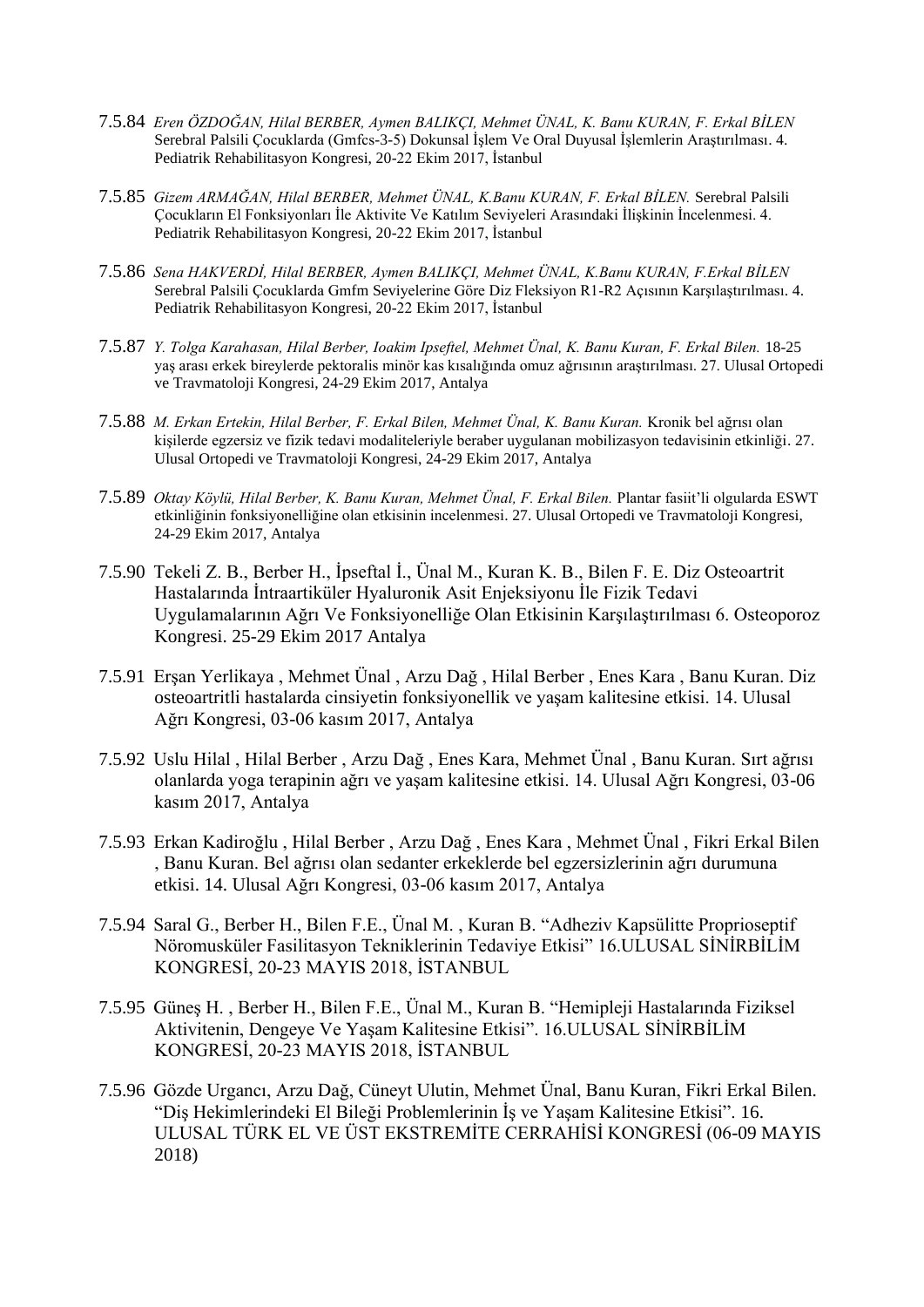7.5.84 *Eren ÖZDOĞAN, Hilal BERBER, Aymen BALIKÇI, Mehmet ÜNAL, K. Banu KURAN, F. Erkal BİLEN* Serebral Palsili Çocuklarda (Gmfcs-3-5) Dokunsal İşlem Ve Oral Duyusal İşlemlerin Araştırılması. 4. Pediatrik Rehabilitasyon Kongresi, 20-22 Ekim 2017, İstanbul

7.5.85 *Gizem ARMAĞAN, Hilal BERBER, Mehmet ÜNAL, K.Banu KURAN, F. Erkal BİLEN.* Serebral Palsili Çocukların El Fonksiyonları İle Aktivite Ve Katılım Seviyeleri Arasındaki İlişkinin İncelenmesi. 4. Pediatrik Rehabilitasyon Kongresi, 20-22 Ekim 2017, İstanbul

7.5.86 *Sena HAKVERDİ, Hilal BERBER, Aymen BALIKÇI, Mehmet ÜNAL, K.Banu KURAN, F.Erkal BİLEN* Serebral Palsili Çocuklarda Gmfm Seviyelerine Göre Diz Fleksiyon R1-R2 Açısının Karşılaştırılması. 4. Pediatrik Rehabilitasyon Kongresi, 20-22 Ekim 2017, İstanbul

7.5.87 *Y. Tolga Karahasan, Hilal Berber, Ioakim Ipseftel, Mehmet Ünal, K. Banu Kuran, F. Erkal Bilen.* 18-25 yaş arası erkek bireylerde pektoralis minör kas kısalığında omuz ağrısının araştırılması. 27. Ulusal Ortopedi ve Travmatoloji Kongresi, 24-29 Ekim 2017, Antalya

7.5.88 *M. Erkan Ertekin, Hilal Berber, F. Erkal Bilen, Mehmet Ünal, K. Banu Kuran.* Kronik bel ağrısı olan kişilerde egzersiz ve fizik tedavi modaliteleriyle beraber uygulanan mobilizasyon tedavisinin etkinliği. 27. Ulusal Ortopedi ve Travmatoloji Kongresi, 24-29 Ekim 2017, Antalya

7.5.89 *Oktay Köylü, Hilal Berber, K. Banu Kuran, Mehmet Ünal, F. Erkal Bilen.* Plantar fasiit'li olgularda ESWT etkinliğinin fonksiyonelliğine olan etkisinin incelenmesi. 27. Ulusal Ortopedi ve Travmatoloji Kongresi, 24-29 Ekim 2017, Antalya

7.5.90 Tekeli Z. B., Berber H., İpseftal İ., Ünal M., Kuran K. B., Bilen F. E. Diz Osteoartrit Hastalarında İntraartiküler Hyaluronik Asit Enjeksiyonu İle Fizik Tedavi Uygulamalarının Ağrı Ve Fonksiyonelliğe Olan Etkisinin Karşılaştırılması 6. Osteoporoz Kongresi. 25-29 Ekim 2017 Antalya

7.5.91 Erşan Yerlikaya , Mehmet Ünal , Arzu Dağ , Hilal Berber , Enes Kara , Banu Kuran. Diz osteoartritli hastalarda cinsiyetin fonksiyonellik ve yaşam kalitesine etkisi. 14. Ulusal Ağrı Kongresi, 03-06 kasım 2017, Antalya

7.5.92 Uslu Hilal , Hilal Berber , Arzu Dağ , Enes Kara, Mehmet Ünal , Banu Kuran. Sırt ağrısı olanlarda yoga terapinin ağrı ve yaşam kalitesine etkisi. 14. Ulusal Ağrı Kongresi, 03-06 kasım 2017, Antalya

7.5.93 Erkan Kadiroğlu , Hilal Berber , Arzu Dağ , Enes Kara , Mehmet Ünal , Fikri Erkal Bilen , Banu Kuran. Bel ağrısı olan sedanter erkeklerde bel egzersizlerinin ağrı durumuna etkisi. 14. Ulusal Ağrı Kongresi, 03-06 kasım 2017, Antalya

7.5.94 Saral G., Berber H., Bilen F.E., Ünal M. , Kuran B. "Adheziv Kapsülitte Proprioseptif Nöromusküler Fasilitasyon Tekniklerinin Tedaviye Etkisi" 16.ULUSAL SİNİRBİLİM KONGRESİ, 20-23 MAYIS 2018, İSTANBUL

7.5.95 Güneş H. , Berber H., Bilen F.E., Ünal M., Kuran B. "Hemipleji Hastalarında Fiziksel Aktivitenin, Dengeye Ve Yaşam Kalitesine Etkisi". 16.ULUSAL SİNİRBİLİM KONGRESİ, 20-23 MAYIS 2018, İSTANBUL

7.5.96 Gözde Urgancı, Arzu Dağ, Cüneyt Ulutin, Mehmet Ünal, Banu Kuran, Fikri Erkal Bilen. "Diş Hekimlerindeki El Bileği Problemlerinin İş ve Yaşam Kalitesine Etkisi". 16. ULUSAL TÜRK EL VE ÜST EKSTREMİTE CERRAHİSİ KONGRESİ (06-09 MAYIS 2018)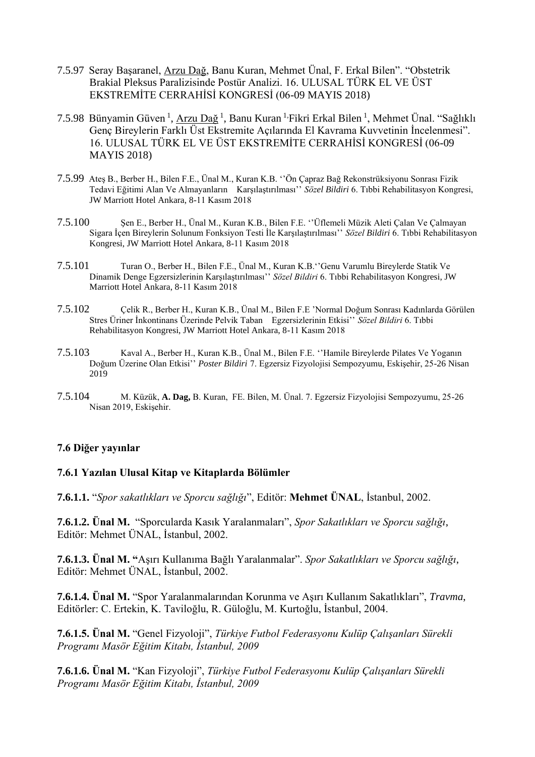7.5.97 Seray Başaranel, Arzu Dağ, Banu Kuran, Mehmet Ünal, F. Erkal Bilen". "Obstetrik Brakial Pleksus Paralizisinde Postür Analizi. 16. ULUSAL TÜRK EL VE ÜST EKSTREMİTE CERRAHİSİ KONGRESİ (06-09 MAYIS 2018)

7.5.98 Bünyamin Güven [1], Arzu Dağ [1], Banu Kuran [1], Fikri Erkal Bilen [1], Mehmet Ünal. "Sağlıklı Genç Bireylerin Farklı Üst Ekstremite Açılarında El Kavrama Kuvvetinin İncelenmesi". 16. ULUSAL TÜRK EL VE ÜST EKSTREMİTE CERRAHİSİ KONGRESİ (06-09 MAYIS 2018)

7.5.99 Ateş B., Berber H., Bilen F.E., Ünal M., Kuran K.B. ''Ön Çapraz Bağ Rekonstrüksiyonu Sonrası Fizik Tedavi Eğitimi Alan Ve Almayanların Karşılaştırılması'' *Sözel Bildiri* 6. Tıbbi Rehabilitasyon Kongresi, JW Marriott Hotel Ankara, 8-11 Kasım 2018

7.5.100 Şen E., Berber H., Ünal M., Kuran K.B., Bilen F.E. ''Üflemeli Müzik Aleti Çalan Ve Çalmayan Sigara İçen Bireylerin Solunum Fonksiyon Testi İle Karşılaştırılması'' *Sözel Bildiri* 6. Tıbbi Rehabilitasyon Kongresi, JW Marriott Hotel Ankara, 8-11 Kasım 2018

7.5.101 Turan O., Berber H., Bilen F.E., Ünal M., Kuran K.B.''Genu Varumlu Bireylerde Statik Ve Dinamik Denge Egzersizlerinin Karşılaştırılması'' *Sözel Bildiri* 6. Tıbbi Rehabilitasyon Kongresi, JW Marriott Hotel Ankara, 8-11 Kasım 2018

7.5.102 Çelik R., Berber H., Kuran K.B., Ünal M., Bilen F.E 'Normal Doğum Sonrası Kadınlarda Görülen Stres Üriner İnkontinans Üzerinde Pelvik Taban Egzersizlerinin Etkisi'' *Sözel Bildiri* 6. Tıbbi Rehabilitasyon Kongresi, JW Marriott Hotel Ankara, 8-11 Kasım 2018

7.5.103 Kaval A., Berber H., Kuran K.B., Ünal M., Bilen F.E. ''Hamile Bireylerde Pilates Ve Yoganın Doğum Üzerine Olan Etkisi'' *Poster Bildiri* 7. Egzersiz Fizyolojisi Sempozyumu, Eskişehir, 25-26 Nisan 2019

7.5.104 M. Küzük, **A. Dag,** B. Kuran, FE. Bilen, M. Ünal. 7. Egzersiz Fizyolojisi Sempozyumu, 25-26 Nisan 2019, Eskişehir.

**7.6 Diğer yayınlar**

**7.6.1 Yazılan Ulusal Kitap ve Kitaplarda Bölümler**

**7.6.1.1.** "*Spor sakatlıkları ve Sporcu sağlığı*", Editör: **Mehmet ÜNAL**, İstanbul, 2002.

**7.6.1.2. Ünal M.** "Sporcularda Kasık Yaralanmaları", *Spor Sakatlıkları ve Sporcu sağlığı*, Editör: Mehmet ÜNAL, İstanbul, 2002.

**7.6.1.3. Ünal M. "**Aşırı Kullanıma Bağlı Yaralanmalar". *Spor Sakatlıkları ve Sporcu sağlığı*, Editör: Mehmet ÜNAL, İstanbul, 2002.

**7.6.1.4. Ünal M.** "Spor Yaralanmalarından Korunma ve Aşırı Kullanım Sakatlıkları", *Travma*, Editörler: C. Ertekin, K. Taviloğlu, R. Güloğlu, M. Kurtoğlu, İstanbul, 2004.

**7.6.1.5. Ünal M.** "Genel Fizyoloji", *Türkiye Futbol Federasyonu Kulüp Çalışanları Sürekli Programı Masör Eğitim Kitabı, İstanbul, 2009*

**7.6.1.6. Ünal M.** "Kan Fizyoloji", *Türkiye Futbol Federasyonu Kulüp Çalışanları Sürekli Programı Masör Eğitim Kitabı, İstanbul, 2009*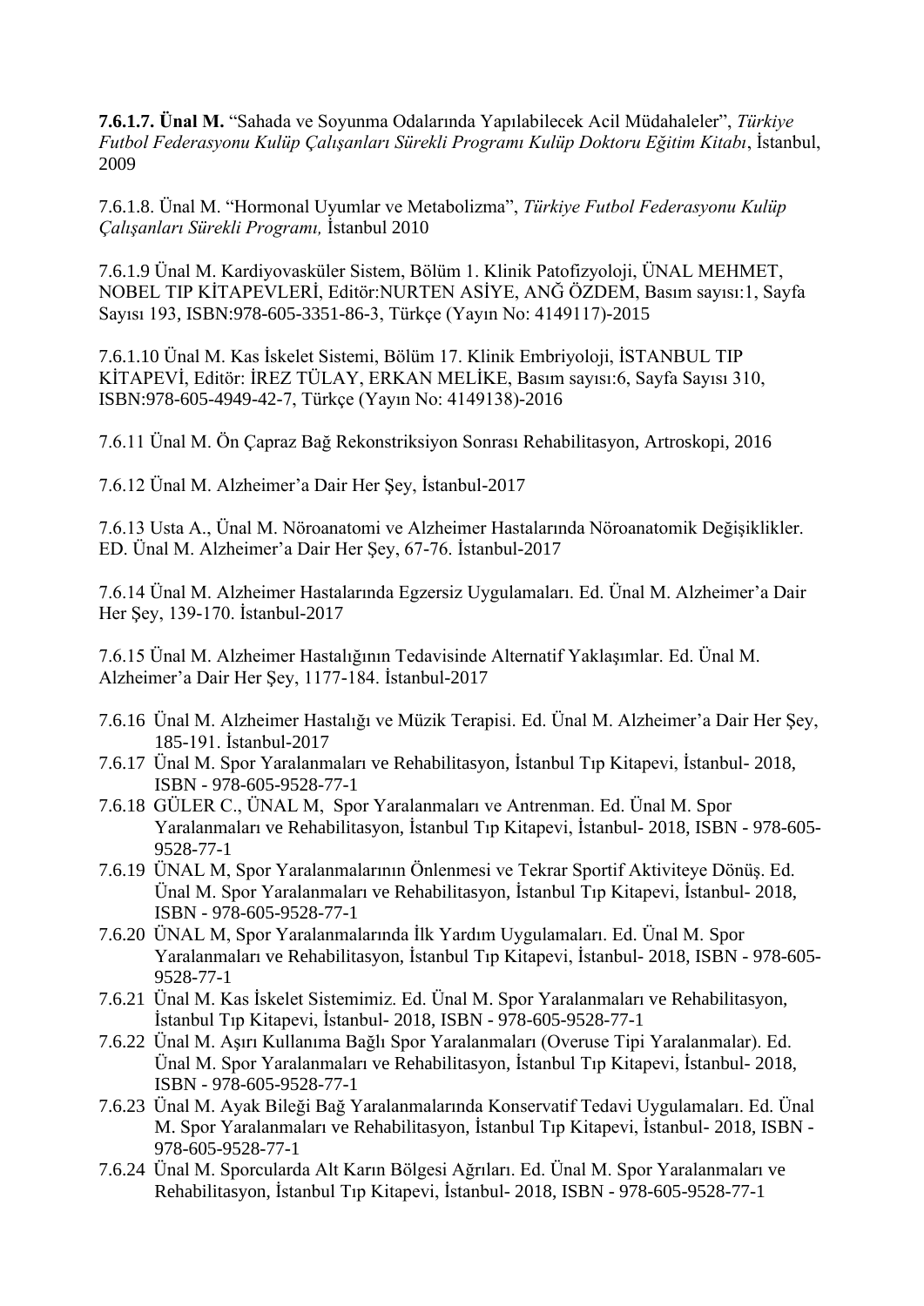**7.6.1.7. Ünal M.** "Sahada ve Soyunma Odalarında Yapılabilecek Acil Müdahaleler", *Türkiye Futbol Federasyonu Kulüp Çalışanları Sürekli Programı Kulüp Doktoru Eğitim Kitabı*, İstanbul, 2009

7.6.1.8. Ünal M. "Hormonal Uyumlar ve Metabolizma", *Türkiye Futbol Federasyonu Kulüp Çalışanları Sürekli Programı,* İstanbul 2010

7.6.1.9 Ünal M. Kardiyovasküler Sistem, Bölüm 1. Klinik Patofizyoloji, ÜNAL MEHMET, NOBEL TIP KİTAPEVLERİ, Editör:NURTEN ASİYE, ANĞ ÖZDEM, Basım sayısı:1, Sayfa Sayısı 193, ISBN:978-605-3351-86-3, Türkçe (Yayın No: 4149117)-2015

7.6.1.10 Ünal M. Kas İskelet Sistemi, Bölüm 17. Klinik Embriyoloji, İSTANBUL TIP KİTAPEVİ, Editör: İREZ TÜLAY, ERKAN MELİKE, Basım sayısı:6, Sayfa Sayısı 310, ISBN:978-605-4949-42-7, Türkçe (Yayın No: 4149138)-2016

7.6.11 Ünal M. Ön Çapraz Bağ Rekonstriksiyon Sonrası Rehabilitasyon, Artroskopi, 2016

7.6.12 Ünal M. Alzheimer'a Dair Her Şey, İstanbul-2017

7.6.13 Usta A., Ünal M. Nöroanatomi ve Alzheimer Hastalarında Nöroanatomik Değişiklikler. ED. Ünal M. Alzheimer'a Dair Her Şey, 67-76. İstanbul-2017

7.6.14 Ünal M. Alzheimer Hastalarında Egzersiz Uygulamaları. Ed. Ünal M. Alzheimer'a Dair Her Şey, 139-170. İstanbul-2017

7.6.15 Ünal M. Alzheimer Hastalığının Tedavisinde Alternatif Yaklaşımlar. Ed. Ünal M. Alzheimer'a Dair Her Şey, 1177-184. İstanbul-2017

7.6.16 Ünal M. Alzheimer Hastalığı ve Müzik Terapisi. Ed. Ünal M. Alzheimer'a Dair Her Şey, 185-191. İstanbul-2017

7.6.17 Ünal M. Spor Yaralanmaları ve Rehabilitasyon, İstanbul Tıp Kitapevi, İstanbul- 2018, ISBN - 978-605-9528-77-1

7.6.18 GÜLER C., ÜNAL M, Spor Yaralanmaları ve Antrenman. Ed. Ünal M. Spor Yaralanmaları ve Rehabilitasyon, İstanbul Tıp Kitapevi, İstanbul- 2018, ISBN - 978-605-9528-77-1

7.6.19 ÜNAL M, Spor Yaralanmalarının Önlenmesi ve Tekrar Sportif Aktiviteye Dönüş. Ed. Ünal M. Spor Yaralanmaları ve Rehabilitasyon, İstanbul Tıp Kitapevi, İstanbul- 2018, ISBN - 978-605-9528-77-1

7.6.20 ÜNAL M, Spor Yaralanmalarında İlk Yardım Uygulamaları. Ed. Ünal M. Spor Yaralanmaları ve Rehabilitasyon, İstanbul Tıp Kitapevi, İstanbul- 2018, ISBN - 978-605-9528-77-1

7.6.21 Ünal M. Kas İskelet Sistemimiz. Ed. Ünal M. Spor Yaralanmaları ve Rehabilitasyon, İstanbul Tıp Kitapevi, İstanbul- 2018, ISBN - 978-605-9528-77-1

7.6.22 Ünal M. Aşırı Kullanıma Bağlı Spor Yaralanmaları (Overuse Tipi Yaralanmalar). Ed. Ünal M. Spor Yaralanmaları ve Rehabilitasyon, İstanbul Tıp Kitapevi, İstanbul- 2018, ISBN - 978-605-9528-77-1

7.6.23 Ünal M. Ayak Bileği Bağ Yaralanmalarında Konservatif Tedavi Uygulamaları. Ed. Ünal M. Spor Yaralanmaları ve Rehabilitasyon, İstanbul Tıp Kitapevi, İstanbul- 2018, ISBN - 978-605-9528-77-1

7.6.24 Ünal M. Sporcularda Alt Karın Bölgesi Ağrıları. Ed. Ünal M. Spor Yaralanmaları ve Rehabilitasyon, İstanbul Tıp Kitapevi, İstanbul- 2018, ISBN - 978-605-9528-77-1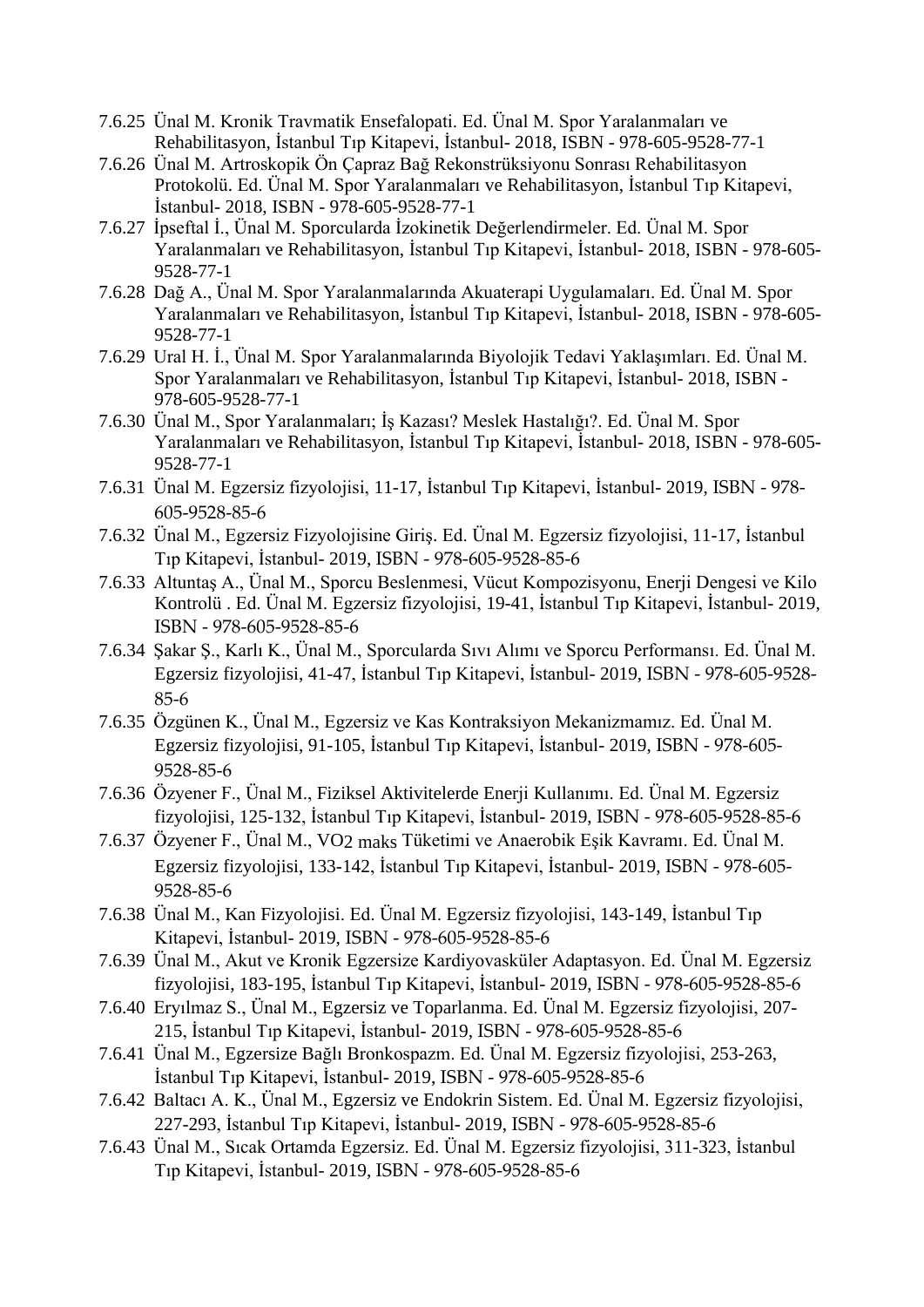7.6.25 Ünal M. Kronik Travmatik Ensefalopati. Ed. Ünal M. Spor Yaralanmaları ve Rehabilitasyon, İstanbul Tıp Kitapevi, İstanbul- 2018, ISBN - 978-605-9528-77-1

7.6.26 Ünal M. Artroskopik Ön Çapraz Bağ Rekonstrüksiyonu Sonrası Rehabilitasyon Protokolü. Ed. Ünal M. Spor Yaralanmaları ve Rehabilitasyon, İstanbul Tıp Kitapevi, İstanbul- 2018, ISBN - 978-605-9528-77-1

7.6.27 İpseftal İ., Ünal M. Sporcularda İzokinetik Değerlendirmeler. Ed. Ünal M. Spor Yaralanmaları ve Rehabilitasyon, İstanbul Tıp Kitapevi, İstanbul- 2018, ISBN - 978-605-9528-77-1

7.6.28 Dağ A., Ünal M. Spor Yaralanmalarında Akuaterapi Uygulamaları. Ed. Ünal M. Spor Yaralanmaları ve Rehabilitasyon, İstanbul Tıp Kitapevi, İstanbul- 2018, ISBN - 978-605-9528-77-1

7.6.29 Ural H. İ., Ünal M. Spor Yaralanmalarında Biyolojik Tedavi Yaklaşımları. Ed. Ünal M. Spor Yaralanmaları ve Rehabilitasyon, İstanbul Tıp Kitapevi, İstanbul- 2018, ISBN - 978-605-9528-77-1

7.6.30 Ünal M., Spor Yaralanmaları; İş Kazası? Meslek Hastalığı?. Ed. Ünal M. Spor Yaralanmaları ve Rehabilitasyon, İstanbul Tıp Kitapevi, İstanbul- 2018, ISBN - 978-605-9528-77-1

7.6.31 Ünal M. Egzersiz fizyolojisi, 11-17, İstanbul Tıp Kitapevi, İstanbul- 2019, ISBN - 978-605-9528-85-6

7.6.32 Ünal M., Egzersiz Fizyolojisine Giriş. Ed. Ünal M. Egzersiz fizyolojisi, 11-17, İstanbul Tıp Kitapevi, İstanbul- 2019, ISBN - 978-605-9528-85-6

7.6.33 Altuntaş A., Ünal M., Sporcu Beslenmesi, Vücut Kompozisyonu, Enerji Dengesi ve Kilo Kontrolü . Ed. Ünal M. Egzersiz fizyolojisi, 19-41, İstanbul Tıp Kitapevi, İstanbul- 2019, ISBN - 978-605-9528-85-6

7.6.34 Şakar Ş., Karlı K., Ünal M., Sporcularda Sıvı Alımı ve Sporcu Performansı. Ed. Ünal M. Egzersiz fizyolojisi, 41-47, İstanbul Tıp Kitapevi, İstanbul- 2019, ISBN - 978-605-9528-85-6

7.6.35 Özgünen K., Ünal M., Egzersiz ve Kas Kontraksiyon Mekanizmamız. Ed. Ünal M. Egzersiz fizyolojisi, 91-105, İstanbul Tıp Kitapevi, İstanbul- 2019, ISBN - 978-605-9528-85-6

7.6.36 Özyener F., Ünal M., Fiziksel Aktivitelerde Enerji Kullanımı. Ed. Ünal M. Egzersiz fizyolojisi, 125-132, İstanbul Tıp Kitapevi, İstanbul- 2019, ISBN - 978-605-9528-85-6

7.6.37 Özyener F., Ünal M., VO2 maks Tüketimi ve Anaerobik Eşik Kavramı. Ed. Ünal M. Egzersiz fizyolojisi, 133-142, İstanbul Tıp Kitapevi, İstanbul- 2019, ISBN - 978-605-9528-85-6

7.6.38 Ünal M., Kan Fizyolojisi. Ed. Ünal M. Egzersiz fizyolojisi, 143-149, İstanbul Tıp Kitapevi, İstanbul- 2019, ISBN - 978-605-9528-85-6

7.6.39 Ünal M., Akut ve Kronik Egzersize Kardiyovasküler Adaptasyon. Ed. Ünal M. Egzersiz fizyolojisi, 183-195, İstanbul Tıp Kitapevi, İstanbul- 2019, ISBN - 978-605-9528-85-6

7.6.40 Eryılmaz S., Ünal M., Egzersiz ve Toparlanma. Ed. Ünal M. Egzersiz fizyolojisi, 207-215, İstanbul Tıp Kitapevi, İstanbul- 2019, ISBN - 978-605-9528-85-6

7.6.41 Ünal M., Egzersize Bağlı Bronkospazm. Ed. Ünal M. Egzersiz fizyolojisi, 253-263, İstanbul Tıp Kitapevi, İstanbul- 2019, ISBN - 978-605-9528-85-6

7.6.42 Baltacı A. K., Ünal M., Egzersiz ve Endokrin Sistem. Ed. Ünal M. Egzersiz fizyolojisi, 227-293, İstanbul Tıp Kitapevi, İstanbul- 2019, ISBN - 978-605-9528-85-6

7.6.43 Ünal M., Sıcak Ortamda Egzersiz. Ed. Ünal M. Egzersiz fizyolojisi, 311-323, İstanbul Tıp Kitapevi, İstanbul- 2019, ISBN - 978-605-9528-85-6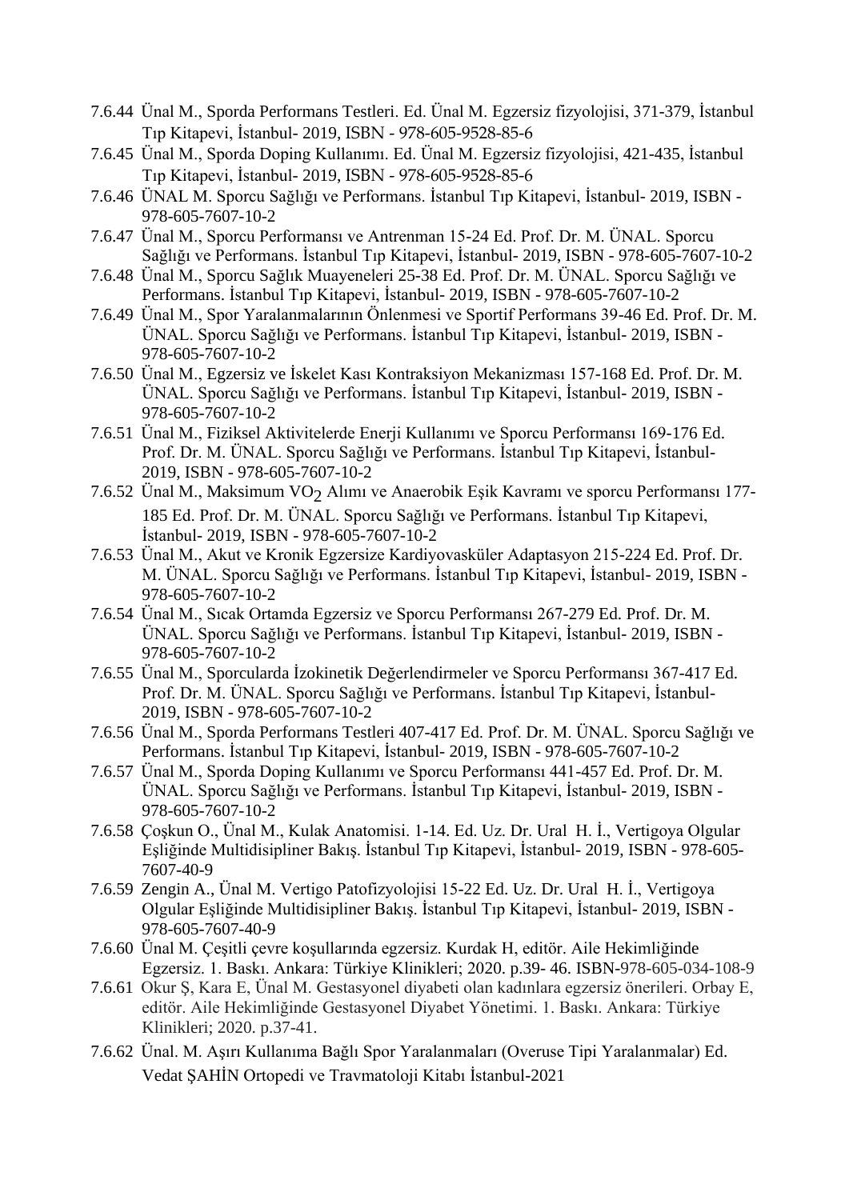7.6.44 Ünal M., Sporda Performans Testleri. Ed. Ünal M. Egzersiz fizyolojisi, 371-379, İstanbul Tıp Kitapevi, İstanbul- 2019, ISBN - 978-605-9528-85-6

7.6.45 Ünal M., Sporda Doping Kullanımı. Ed. Ünal M. Egzersiz fizyolojisi, 421-435, İstanbul Tıp Kitapevi, İstanbul- 2019, ISBN - 978-605-9528-85-6

7.6.46 ÜNAL M. Sporcu Sağlığı ve Performans. İstanbul Tıp Kitapevi, İstanbul- 2019, ISBN - 978-605-7607-10-2

7.6.47 Ünal M., Sporcu Performansı ve Antrenman 15-24 Ed. Prof. Dr. M. ÜNAL. Sporcu Sağlığı ve Performans. İstanbul Tıp Kitapevi, İstanbul- 2019, ISBN - 978-605-7607-10-2

7.6.48 Ünal M., Sporcu Sağlık Muayeneleri 25-38 Ed. Prof. Dr. M. ÜNAL. Sporcu Sağlığı ve Performans. İstanbul Tıp Kitapevi, İstanbul- 2019, ISBN - 978-605-7607-10-2

7.6.49 Ünal M., Spor Yaralanmalarının Önlenmesi ve Sportif Performans 39-46 Ed. Prof. Dr. M. ÜNAL. Sporcu Sağlığı ve Performans. İstanbul Tıp Kitapevi, İstanbul- 2019, ISBN - 978-605-7607-10-2

7.6.50 Ünal M., Egzersiz ve İskelet Kası Kontraksiyon Mekanizması 157-168 Ed. Prof. Dr. M. ÜNAL. Sporcu Sağlığı ve Performans. İstanbul Tıp Kitapevi, İstanbul- 2019, ISBN - 978-605-7607-10-2

7.6.51 Ünal M., Fiziksel Aktivitelerde Enerji Kullanımı ve Sporcu Performansı 169-176 Ed. Prof. Dr. M. ÜNAL. Sporcu Sağlığı ve Performans. İstanbul Tıp Kitapevi, İstanbul- 2019, ISBN - 978-605-7607-10-2

7.6.52 Ünal M., Maksimum $VO_2$ Alımı ve Anaerobik Eşik Kavramı ve sporcu Performansı 177-185 Ed. Prof. Dr. M. ÜNAL. Sporcu Sağlığı ve Performans. İstanbul Tıp Kitapevi, İstanbul- 2019, ISBN - 978-605-7607-10-2

7.6.53 Ünal M., Akut ve Kronik Egzersize Kardiyovasküler Adaptasyon 215-224 Ed. Prof. Dr. M. ÜNAL. Sporcu Sağlığı ve Performans. İstanbul Tıp Kitapevi, İstanbul- 2019, ISBN - 978-605-7607-10-2

7.6.54 Ünal M., Sıcak Ortamda Egzersiz ve Sporcu Performansı 267-279 Ed. Prof. Dr. M. ÜNAL. Sporcu Sağlığı ve Performans. İstanbul Tıp Kitapevi, İstanbul- 2019, ISBN - 978-605-7607-10-2

7.6.55 Ünal M., Sporcularda İzokinetik Değerlendirmeler ve Sporcu Performansı 367-417 Ed. Prof. Dr. M. ÜNAL. Sporcu Sağlığı ve Performans. İstanbul Tıp Kitapevi, İstanbul- 2019, ISBN - 978-605-7607-10-2

7.6.56 Ünal M., Sporda Performans Testleri 407-417 Ed. Prof. Dr. M. ÜNAL. Sporcu Sağlığı ve Performans. İstanbul Tıp Kitapevi, İstanbul- 2019, ISBN - 978-605-7607-10-2

7.6.57 Ünal M., Sporda Doping Kullanımı ve Sporcu Performansı 441-457 Ed. Prof. Dr. M. ÜNAL. Sporcu Sağlığı ve Performans. İstanbul Tıp Kitapevi, İstanbul- 2019, ISBN - 978-605-7607-10-2

7.6.58 Çoşkun O., Ünal M., Kulak Anatomisi. 1-14. Ed. Uz. Dr. Ural H. İ., Vertigoya Olgular Eşliğinde Multidisipliner Bakış. İstanbul Tıp Kitapevi, İstanbul- 2019, ISBN - 978-605-7607-40-9

7.6.59 Zengin A., Ünal M. Vertigo Patofizyolojisi 15-22 Ed. Uz. Dr. Ural H. İ., Vertigoya Olgular Eşliğinde Multidisipliner Bakış. İstanbul Tıp Kitapevi, İstanbul- 2019, ISBN - 978-605-7607-40-9

7.6.60 Ünal M. Çeşitli çevre koşullarında egzersiz. Kurdak H, editör. Aile Hekimliğinde Egzersiz. 1. Baskı. Ankara: Türkiye Klinikleri; 2020. p.39- 46. ISBN-978-605-034-108-9

7.6.61 Okur Ş, Kara E, Ünal M. Gestasyonel diyabeti olan kadınlara egzersiz önerileri. Orbay E, editör. Aile Hekimliğinde Gestasyonel Diyabet Yönetimi. 1. Baskı. Ankara: Türkiye Klinikleri; 2020. p.37-41.

7.6.62 Ünal. M. Aşırı Kullanıma Bağlı Spor Yaralanmaları (Overuse Tipi Yaralanmalar) Ed. Vedat ŞAHİN Ortopedi ve Travmatoloji Kitabı İstanbul-2021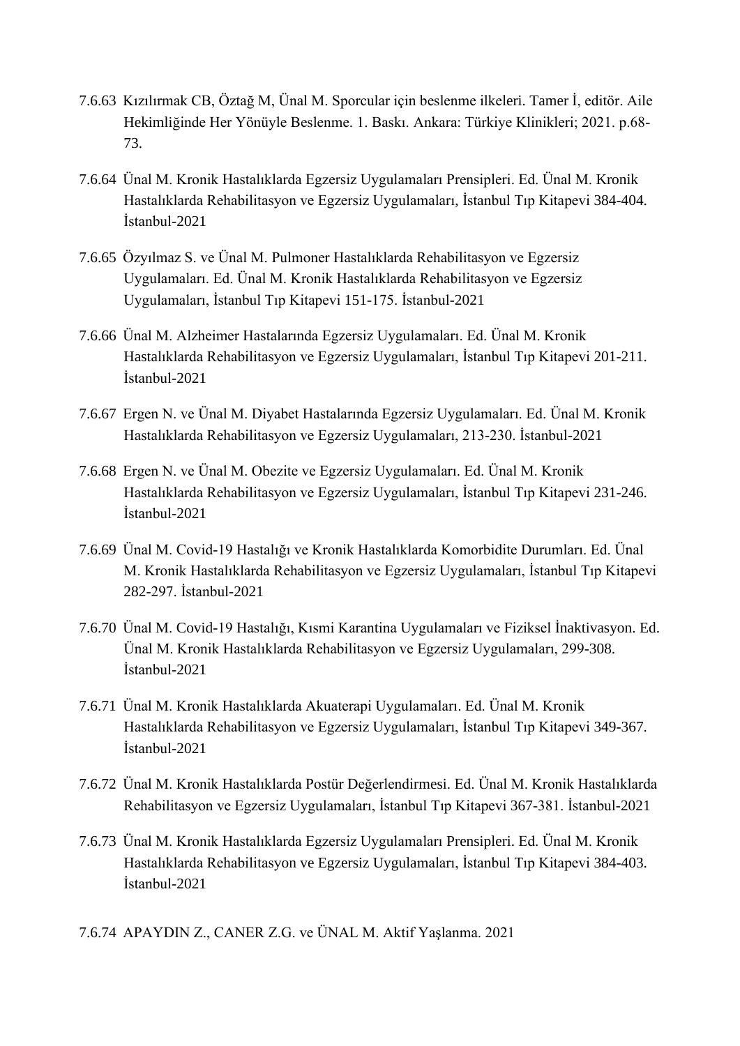7.6.63 Kızılırmak CB, Öztağ M, Ünal M. Sporcular için beslenme ilkeleri. Tamer İ, editör. Aile Hekimliğinde Her Yönüyle Beslenme. 1. Baskı. Ankara: Türkiye Klinikleri; 2021. p.68-73.

7.6.64 Ünal M. Kronik Hastalıklarda Egzersiz Uygulamaları Prensipleri. Ed. Ünal M. Kronik Hastalıklarda Rehabilitasyon ve Egzersiz Uygulamaları, İstanbul Tıp Kitapevi 384-404. İstanbul-2021

7.6.65 Özyılmaz S. ve Ünal M. Pulmoner Hastalıklarda Rehabilitasyon ve Egzersiz Uygulamaları. Ed. Ünal M. Kronik Hastalıklarda Rehabilitasyon ve Egzersiz Uygulamaları, İstanbul Tıp Kitapevi 151-175. İstanbul-2021

7.6.66 Ünal M. Alzheimer Hastalarında Egzersiz Uygulamaları. Ed. Ünal M. Kronik Hastalıklarda Rehabilitasyon ve Egzersiz Uygulamaları, İstanbul Tıp Kitapevi 201-211. İstanbul-2021

7.6.67 Ergen N. ve Ünal M. Diyabet Hastalarında Egzersiz Uygulamaları. Ed. Ünal M. Kronik Hastalıklarda Rehabilitasyon ve Egzersiz Uygulamaları, 213-230. İstanbul-2021

7.6.68 Ergen N. ve Ünal M. Obezite ve Egzersiz Uygulamaları. Ed. Ünal M. Kronik Hastalıklarda Rehabilitasyon ve Egzersiz Uygulamaları, İstanbul Tıp Kitapevi 231-246. İstanbul-2021

7.6.69 Ünal M. Covid-19 Hastalığı ve Kronik Hastalıklarda Komorbidite Durumları. Ed. Ünal M. Kronik Hastalıklarda Rehabilitasyon ve Egzersiz Uygulamaları, İstanbul Tıp Kitapevi 282-297. İstanbul-2021

7.6.70 Ünal M. Covid-19 Hastalığı, Kısmi Karantina Uygulamaları ve Fiziksel İnaktivasyon. Ed. Ünal M. Kronik Hastalıklarda Rehabilitasyon ve Egzersiz Uygulamaları, 299-308. İstanbul-2021

7.6.71 Ünal M. Kronik Hastalıklarda Akuaterapi Uygulamaları. Ed. Ünal M. Kronik Hastalıklarda Rehabilitasyon ve Egzersiz Uygulamaları, İstanbul Tıp Kitapevi 349-367. İstanbul-2021

7.6.72 Ünal M. Kronik Hastalıklarda Postür Değerlendirmesi. Ed. Ünal M. Kronik Hastalıklarda Rehabilitasyon ve Egzersiz Uygulamaları, İstanbul Tıp Kitapevi 367-381. İstanbul-2021

7.6.73 Ünal M. Kronik Hastalıklarda Egzersiz Uygulamaları Prensipleri. Ed. Ünal M. Kronik Hastalıklarda Rehabilitasyon ve Egzersiz Uygulamaları, İstanbul Tıp Kitapevi 384-403. İstanbul-2021

7.6.74 APAYDIN Z., CANER Z.G. ve ÜNAL M. Aktif Yaşlanma. 2021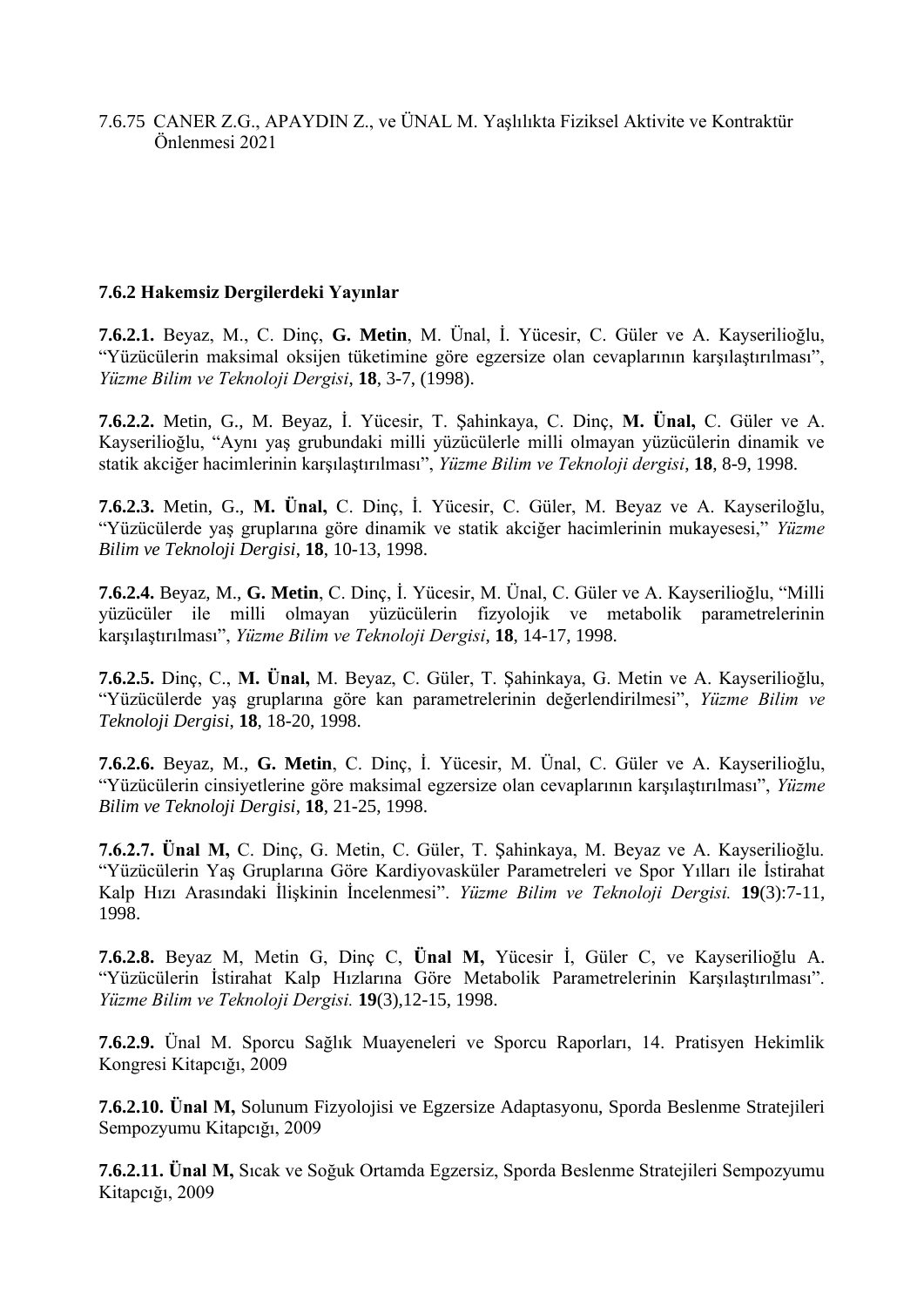7.6.75 CANER Z.G., APAYDIN Z., ve ÜNAL M. Yaşlılıkta Fiziksel Aktivite ve Kontraktür Önlenmesi 2021

### 7.6.2 Hakemsiz Dergilerdeki Yayınlar

**7.6.2.1.** Beyaz, M., C. Dinç, **G. Metin**, M. Ünal, İ. Yücesir, C. Güler ve A. Kayserilioğlu, "Yüzücülerin maksimal oksijen tüketimine göre egzersize olan cevaplarının karşılaştırılması", *Yüzme Bilim ve Teknoloji Dergisi*, **18**, 3-7, (1998).

**7.6.2.2.** Metin, G., M. Beyaz, İ. Yücesir, T. Şahinkaya, C. Dinç, **M. Ünal,** C. Güler ve A. Kayserilioğlu, "Aynı yaş grubundaki milli yüzücülerle milli olmayan yüzücülerin dinamik ve statik akciğer hacimlerinin karşılaştırılması", *Yüzme Bilim ve Teknoloji dergisi*, **18**, 8-9, 1998.

**7.6.2.3.** Metin, G., **M. Ünal,** C. Dinç, İ. Yücesir, C. Güler, M. Beyaz ve A. Kayseriloğlu, "Yüzücülerde yaş gruplarına göre dinamik ve statik akciğer hacimlerinin mukayesesi," *Yüzme Bilim ve Teknoloji Dergisi*, **18**, 10-13, 1998.

**7.6.2.4.** Beyaz, M., **G. Metin**, C. Dinç, İ. Yücesir, M. Ünal, C. Güler ve A. Kayserilioğlu, "Milli yüzücüler ile milli olmayan yüzücülerin fizyolojik ve metabolik parametrelerinin karşılaştırılması", *Yüzme Bilim ve Teknoloji Dergisi*, **18**, 14-17, 1998.

**7.6.2.5.** Dinç, C., **M. Ünal,** M. Beyaz, C. Güler, T. Şahinkaya, G. Metin ve A. Kayserilioğlu, "Yüzücülerde yaş gruplarına göre kan parametrelerinin değerlendirilmesi", *Yüzme Bilim ve Teknoloji Dergisi*, **18**, 18-20, 1998.

**7.6.2.6.** Beyaz, M., **G. Metin**, C. Dinç, İ. Yücesir, M. Ünal, C. Güler ve A. Kayserilioğlu, "Yüzücülerin cinsiyetlerine göre maksimal egzersize olan cevaplarının karşılaştırılması", *Yüzme Bilim ve Teknoloji Dergisi*, **18**, 21-25, 1998.

**7.6.2.7. Ünal M,** C. Dinç, G. Metin, C. Güler, T. Şahinkaya, M. Beyaz ve A. Kayserilioğlu. "Yüzücülerin Yaş Gruplarına Göre Kardiyovasküler Parametreleri ve Spor Yılları ile İstirahat Kalp Hızı Arasındaki İlişkinin İncelenmesi". *Yüzme Bilim ve Teknoloji Dergisi.* **19**(3):7-11, 1998.

**7.6.2.8.** Beyaz M, Metin G, Dinç C, **Ünal M,** Yücesir İ, Güler C, ve Kayserilioğlu A. "Yüzücülerin İstirahat Kalp Hızlarına Göre Metabolik Parametrelerinin Karşılaştırılması". *Yüzme Bilim ve Teknoloji Dergisi.* **19**(3),12-15, 1998.

**7.6.2.9.** Ünal M. Sporcu Sağlık Muayeneleri ve Sporcu Raporları, 14. Pratisyen Hekimlik Kongresi Kitapcığı, 2009

**7.6.2.10. Ünal M,** Solunum Fizyolojisi ve Egzersize Adaptasyonu, Sporda Beslenme Stratejileri Sempozyumu Kitapcığı, 2009

**7.6.2.11. Ünal M,** Sıcak ve Soğuk Ortamda Egzersiz, Sporda Beslenme Stratejileri Sempozyumu Kitapcığı, 2009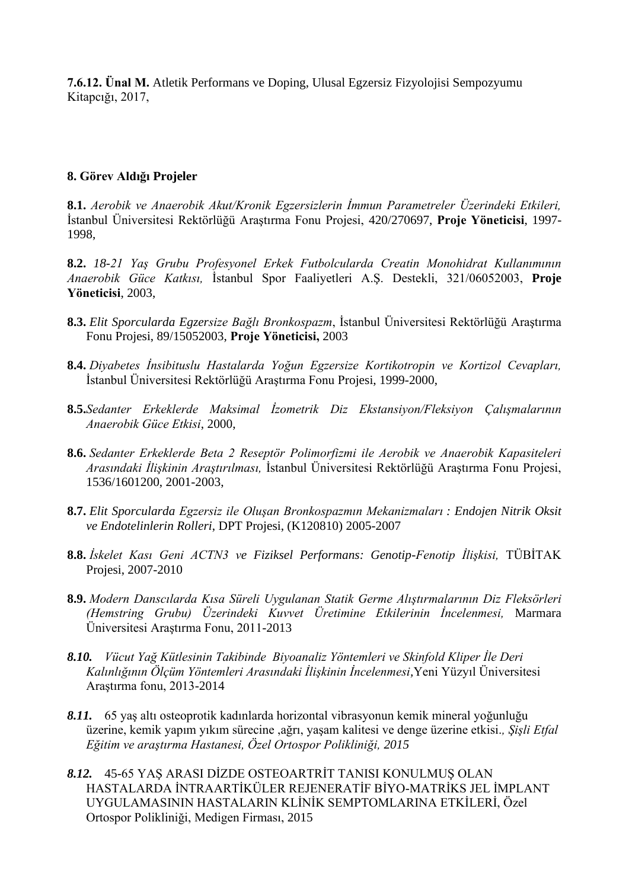**7.6.12. Ünal M.** Atletik Performans ve Doping, Ulusal Egzersiz Fizyolojisi Sempozyumu Kitapcığı, 2017,

**8. Görev Aldığı Projeler**

**8.1.** *Aerobik ve Anaerobik Akut/Kronik Egzersizlerin İmmun Parametreler Üzerindeki Etkileri,* İstanbul Üniversitesi Rektörlüğü Araştırma Fonu Projesi, 420/270697, **Proje Yöneticisi**, 1997-1998,

**8.2.** *18-21 Yaş Grubu Profesyonel Erkek Futbolcularda Creatin Monohidrat Kullanımının Anaerobik Güce Katkısı,* İstanbul Spor Faaliyetleri A.Ş. Destekli, 321/06052003, **Proje Yöneticisi**, 2003,

**8.3.** *Elit Sporcularda Egzersize Bağlı Bronkospazm*, İstanbul Üniversitesi Rektörlüğü Araştırma Fonu Projesi, 89/15052003, **Proje Yöneticisi,** 2003

**8.4.** *Diyabetes İnsibituslu Hastalarda Yoğun Egzersize Kortikotropin ve Kortizol Cevapları,* İstanbul Üniversitesi Rektörlüğü Araştırma Fonu Projesi, 1999-2000,

**8.5.***Sedanter Erkeklerde Maksimal İzometrik Diz Ekstansiyon/Fleksiyon Çalışmalarının Anaerobik Güce Etkisi*, 2000,

**8.6.** *Sedanter Erkeklerde Beta 2 Reseptör Polimorfizmi ile Aerobik ve Anaerobik Kapasiteleri Arasındaki İlişkinin Araştırılması,* İstanbul Üniversitesi Rektörlüğü Araştırma Fonu Projesi, 1536/1601200, 2001-2003,

**8.7.** *Elit Sporcularda Egzersiz ile Oluşan Bronkospazmın Mekanizmaları : Endojen Nitrik Oksit ve Endotelinlerin Rolleri*, DPT Projesi, (K120810) 2005-2007

**8.8.** *İskelet Kası Geni ACTN3 ve Fiziksel Performans: Genotip-Fenotip İlişkisi,* TÜBİTAK Projesi, 2007-2010

**8.9.** *Modern Danscılarda Kısa Süreli Uygulanan Statik Germe Alıştırmalarının Diz Fleksörleri (Hemstring Grubu) Üzerindeki Kuvvet Üretimine Etkilerinin İncelenmesi,* Marmara Üniversitesi Araştırma Fonu, 2011-2013

***8.10.*** *Vücut Yağ Kütlesinin Takibinde Biyoanaliz Yöntemleri ve Skinfold Kliper İle Deri Kalınlığının Ölçüm Yöntemleri Arasındaki İlişkinin İncelenmesi*,Yeni Yüzyıl Üniversitesi Araştırma fonu, 2013-2014

***8.11.*** 65 yaş altı osteoprotik kadınlarda horizontal vibrasyonun kemik mineral yoğunluğu üzerine, kemik yapım yıkım sürecine ,ağrı, yaşam kalitesi ve denge üzerine etkisi.*, Şişli Etfal Eğitim ve araştırma Hastanesi, Özel Ortospor Polikliniği, 2015*

***8.12.*** 45-65 YAŞ ARASI DİZDE OSTEOARTRİT TANISI KONULMUŞ OLAN HASTALARDA İNTRAARTİKÜLER REJENERATİF BİYO-MATRİKS JEL İMPLANT UYGULAMASININ HASTALARIN KLİNİK SEMPTOMLARINA ETKİLERİ, Özel Ortospor Polikliniği, Medigen Firması, 2015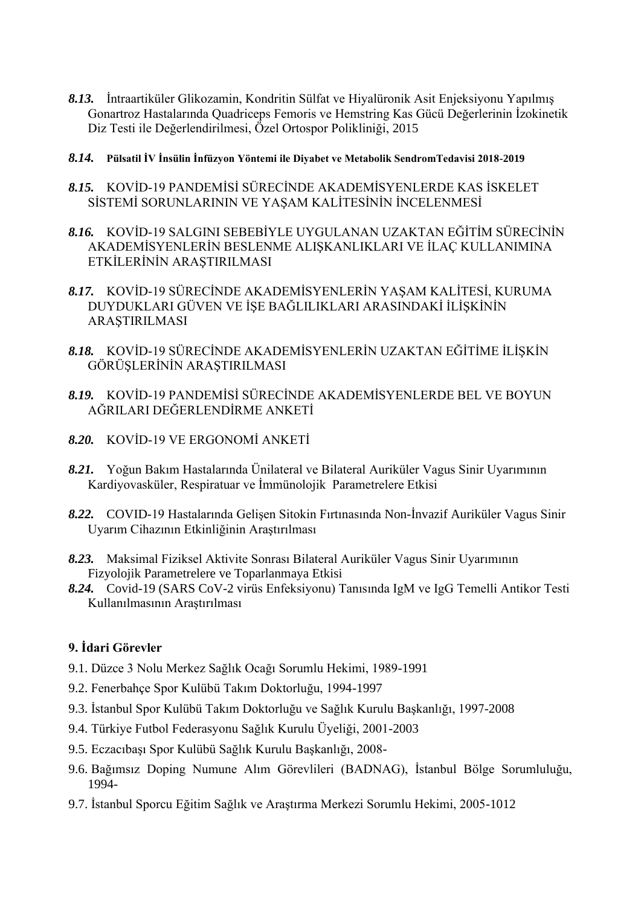***8.13.*** İntraartiküler Glikozamin, Kondritin Sülfat ve Hiyalüronik Asit Enjeksiyonu Yapılmış Gonartroz Hastalarında Quadriceps Femoris ve Hemstring Kas Gücü Değerlerinin İzokinetik Diz Testi ile Değerlendirilmesi, Özel Ortospor Polikliniği, 2015

***8.14.*** **Pülsatil İV İnsülin İnfüzyon Yöntemi ile Diyabet ve Metabolik SendromTedavisi 2018-2019**

***8.15.*** KOVİD-19 PANDEMİSİ SÜRECİNDE AKADEMİSYENLERDE KAS İSKELET SİSTEMİ SORUNLARININ VE YAŞAM KALİTESİNİN İNCELENMESİ

***8.16.*** KOVİD-19 SALGINI SEBEBİYLE UYGULANAN UZAKTAN EĞİTİM SÜRECİNİN AKADEMİSYENLERİN BESLENME ALIŞKANLIKLARI VE İLAÇ KULLANIMINA ETKİLERİNİN ARAŞTIRILMASI

***8.17.*** KOVİD-19 SÜRECİNDE AKADEMİSYENLERİN YAŞAM KALİTESİ, KURUMA DUYDUKLARI GÜVEN VE İŞE BAĞLILIKLARI ARASINDAKİ İLİŞKİNİN ARAŞTIRILMASI

***8.18.*** KOVİD-19 SÜRECİNDE AKADEMİSYENLERİN UZAKTAN EĞİTİME İLİŞKİN GÖRÜŞLERİNİN ARAŞTIRILMASI

***8.19.*** KOVİD-19 PANDEMİSİ SÜRECİNDE AKADEMİSYENLERDE BEL VE BOYUN AĞRILARI DEĞERLENDİRME ANKETİ

***8.20.*** KOVİD-19 VE ERGONOMİ ANKETİ

***8.21.*** Yoğun Bakım Hastalarında Ünilateral ve Bilateral Auriküler Vagus Sinir Uyarımının Kardiyovasküler, Respiratuar ve İmmünolojik Parametrelere Etkisi

***8.22.*** COVID-19 Hastalarında Gelişen Sitokin Fırtınasında Non-İnvazif Auriküler Vagus Sinir Uyarım Cihazının Etkinliğinin Araştırılması

***8.23.*** Maksimal Fiziksel Aktivite Sonrası Bilateral Auriküler Vagus Sinir Uyarımının Fizyolojik Parametrelere ve Toparlanmaya Etkisi

***8.24.*** Covid-19 (SARS CoV-2 virüs Enfeksiyonu) Tanısında IgM ve IgG Temelli Antikor Testi Kullanılmasının Araştırılması

**9. İdari Görevler**

9.1. Düzce 3 Nolu Merkez Sağlık Ocağı Sorumlu Hekimi, 1989-1991

9.2. Fenerbahçe Spor Kulübü Takım Doktorluğu, 1994-1997

9.3. İstanbul Spor Kulübü Takım Doktorluğu ve Sağlık Kurulu Başkanlığı, 1997-2008

9.4. Türkiye Futbol Federasyonu Sağlık Kurulu Üyeliği, 2001-2003

9.5. Eczacıbaşı Spor Kulübü Sağlık Kurulu Başkanlığı, 2008-

9.6. Bağımsız Doping Numune Alım Görevlileri (BADNAG), İstanbul Bölge Sorumluluğu, 1994-

9.7. İstanbul Sporcu Eğitim Sağlık ve Araştırma Merkezi Sorumlu Hekimi, 2005-1012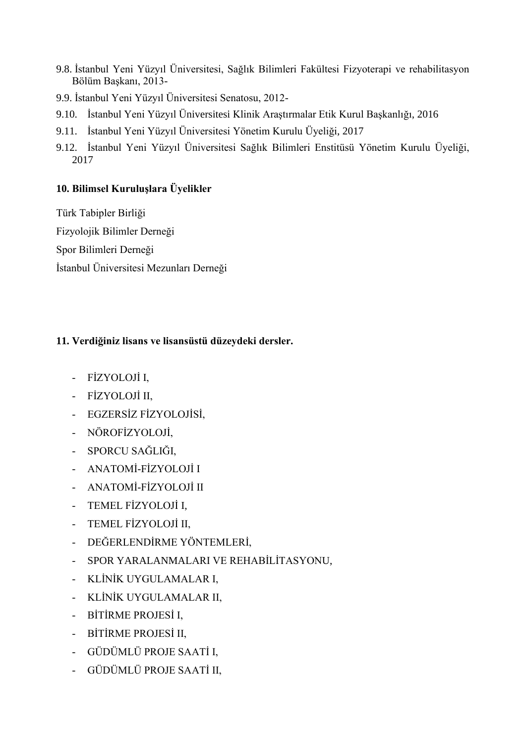9.8. İstanbul Yeni Yüzyıl Üniversitesi, Sağlık Bilimleri Fakültesi Fizyoterapi ve rehabilitasyon Bölüm Başkanı, 2013-

9.9. İstanbul Yeni Yüzyıl Üniversitesi Senatosu, 2012-

9.10. İstanbul Yeni Yüzyıl Üniversitesi Klinik Araştırmalar Etik Kurul Başkanlığı, 2016

9.11. İstanbul Yeni Yüzyıl Üniversitesi Yönetim Kurulu Üyeliği, 2017

9.12. İstanbul Yeni Yüzyıl Üniversitesi Sağlık Bilimleri Enstitüsü Yönetim Kurulu Üyeliği, 2017

**10. Bilimsel Kuruluşlara Üyelikler**

Türk Tabipler Birliği

Fizyolojik Bilimler Derneği

Spor Bilimleri Derneği

İstanbul Üniversitesi Mezunları Derneği

**11. Verdiğiniz lisans ve lisansüstü düzeydeki dersler.**

- FİZYOLOJİ I,
- FİZYOLOJİ II,
- EGZERSİZ FİZYOLOJİSİ,
- NÖROFİZYOLOJİ,
- SPORCU SAĞLIĞI,
- ANATOMİ-FİZYOLOJİ I
- ANATOMİ-FİZYOLOJİ II
- TEMEL FİZYOLOJİ I,
- TEMEL FİZYOLOJİ II,
- DEĞERLENDİRME YÖNTEMLERİ,
- SPOR YARALANMALARI VE REHABİLİTASYONU,
- KLİNİK UYGULAMALAR I,
- KLİNİK UYGULAMALAR II,
- BİTİRME PROJESİ I,
- BİTİRME PROJESİ II,
- GÜDÜMLÜ PROJE SAATİ I,
- GÜDÜMLÜ PROJE SAATİ II,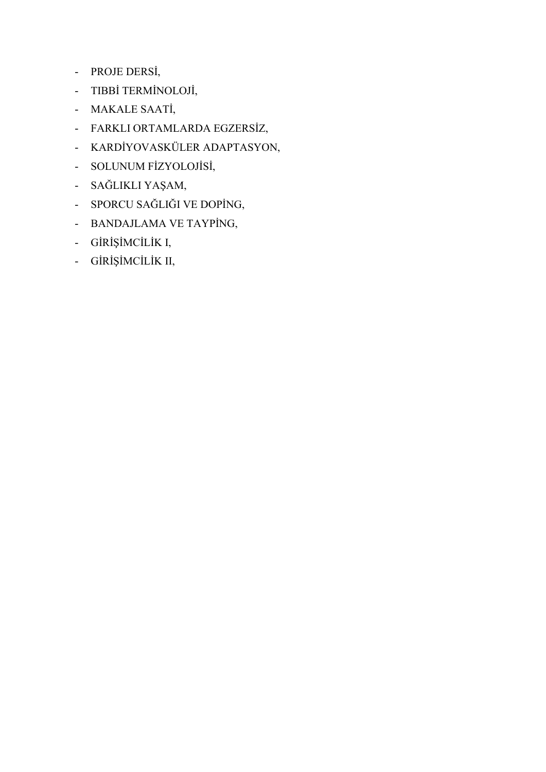- PROJE DERSİ,
- TIBBİ TERMİNOLOJİ,
- MAKALE SAATİ,
- FARKLI ORTAMLARDA EGZERSİZ,
- KARDİYOVASKÜLER ADAPTASYON,
- SOLUNUM FİZYOLOJİSİ,
- SAĞLIKLI YAŞAM,
- SPORCU SAĞLIĞI VE DOPİNG,
- BANDAJLAMA VE TAYPİNG,
- GİRİŞİMCİLİK I,
- GİRİŞİMCİLİK II,